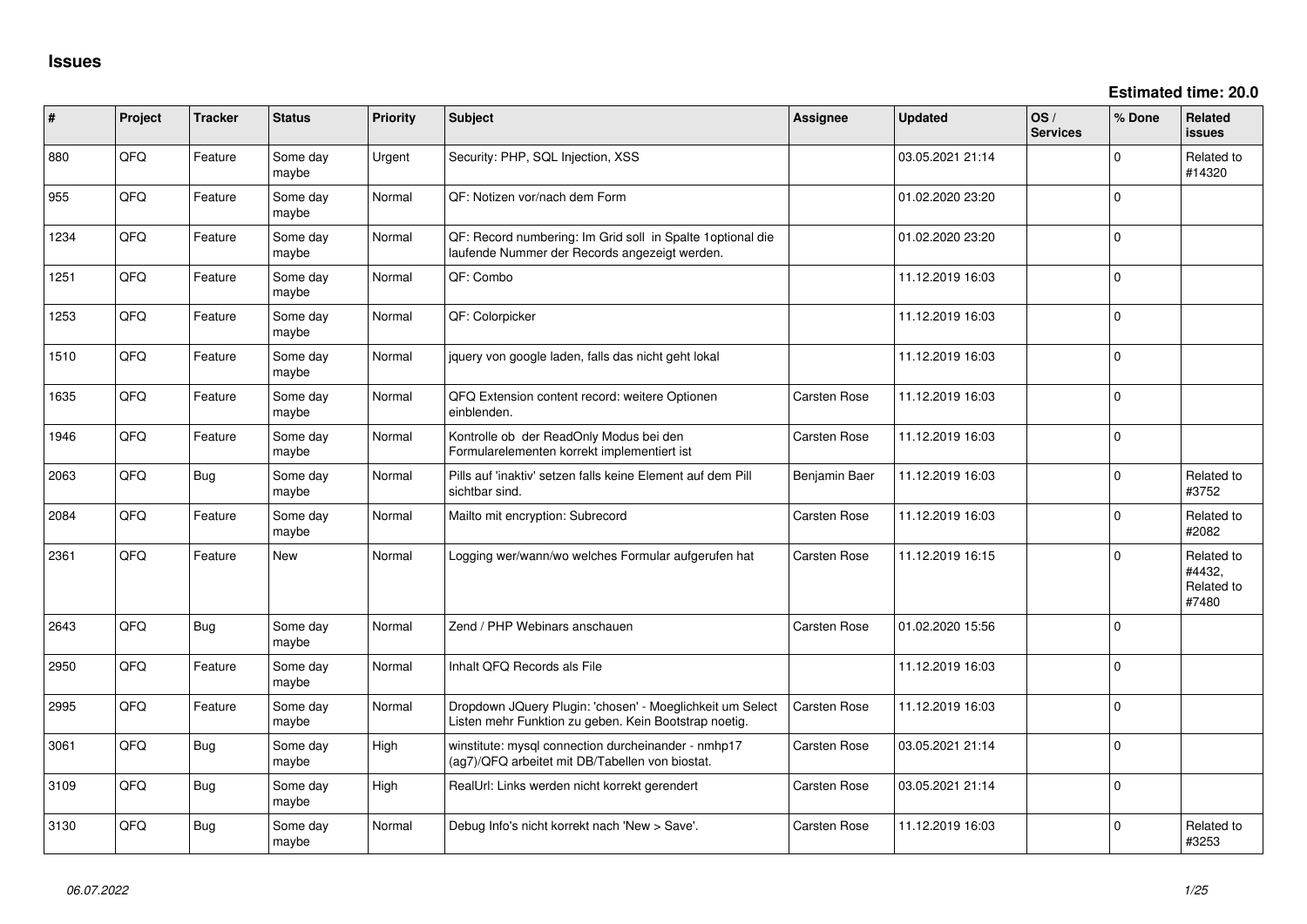# Issues

**Estimated time: 20.0**

| # | Project | Tracker | Status | Priority | Subject | Assignee | Updated | OS / Services | % Done | Related issues |
|---|---|---|---|---|---|---|---|---|---|---|
| 880 | QFQ | Feature | Some day maybe | Urgent | Security: PHP, SQL Injection, XSS | | 03.05.2021 21:14 | | 0 | Related to #14320 |
| 955 | QFQ | Feature | Some day maybe | Normal | QF: Notizen vor/nach dem Form | | 01.02.2020 23:20 | | 0 | |
| 1234 | QFQ | Feature | Some day maybe | Normal | QF: Record numbering: Im Grid soll in Spalte 1optional die laufende Nummer der Records angezeigt werden. | | 01.02.2020 23:20 | | 0 | |
| 1251 | QFQ | Feature | Some day maybe | Normal | QF: Combo | | 11.12.2019 16:03 | | 0 | |
| 1253 | QFQ | Feature | Some day maybe | Normal | QF: Colorpicker | | 11.12.2019 16:03 | | 0 | |
| 1510 | QFQ | Feature | Some day maybe | Normal | jquery von google laden, falls das nicht geht lokal | | 11.12.2019 16:03 | | 0 | |
| 1635 | QFQ | Feature | Some day maybe | Normal | QFQ Extension content record: weitere Optionen einblenden. | Carsten Rose | 11.12.2019 16:03 | | 0 | |
| 1946 | QFQ | Feature | Some day maybe | Normal | Kontrolle ob der ReadOnly Modus bei den Formularelementen korrekt implementiert ist | Carsten Rose | 11.12.2019 16:03 | | 0 | |
| 2063 | QFQ | Bug | Some day maybe | Normal | Pills auf 'inaktiv' setzen falls keine Element auf dem Pill sichtbar sind. | Benjamin Baer | 11.12.2019 16:03 | | 0 | Related to #3752 |
| 2084 | QFQ | Feature | Some day maybe | Normal | Mailto mit encryption: Subrecord | Carsten Rose | 11.12.2019 16:03 | | 0 | Related to #2082 |
| 2361 | QFQ | Feature | New | Normal | Logging wer/wann/wo welches Formular aufgerufen hat | Carsten Rose | 11.12.2019 16:15 | | 0 | Related to #4432, Related to #7480 |
| 2643 | QFQ | Bug | Some day maybe | Normal | Zend / PHP Webinars anschauen | Carsten Rose | 01.02.2020 15:56 | | 0 | |
| 2950 | QFQ | Feature | Some day maybe | Normal | Inhalt QFQ Records als File | | 11.12.2019 16:03 | | 0 | |
| 2995 | QFQ | Feature | Some day maybe | Normal | Dropdown JQuery Plugin: 'chosen' - Moeglichkeit um Select Listen mehr Funktion zu geben. Kein Bootstrap noetig. | Carsten Rose | 11.12.2019 16:03 | | 0 | |
| 3061 | QFQ | Bug | Some day maybe | High | winstitute: mysql connection durcheinander - nmhp17 (ag7)/QFQ arbeitet mit DB/Tabellen von biostat. | Carsten Rose | 03.05.2021 21:14 | | 0 | |
| 3109 | QFQ | Bug | Some day maybe | High | RealUrl: Links werden nicht korrekt gerendert | Carsten Rose | 03.05.2021 21:14 | | 0 | |
| 3130 | QFQ | Bug | Some day maybe | Normal | Debug Info's nicht korrekt nach 'New > Save'. | Carsten Rose | 11.12.2019 16:03 | | 0 | Related to #3253 |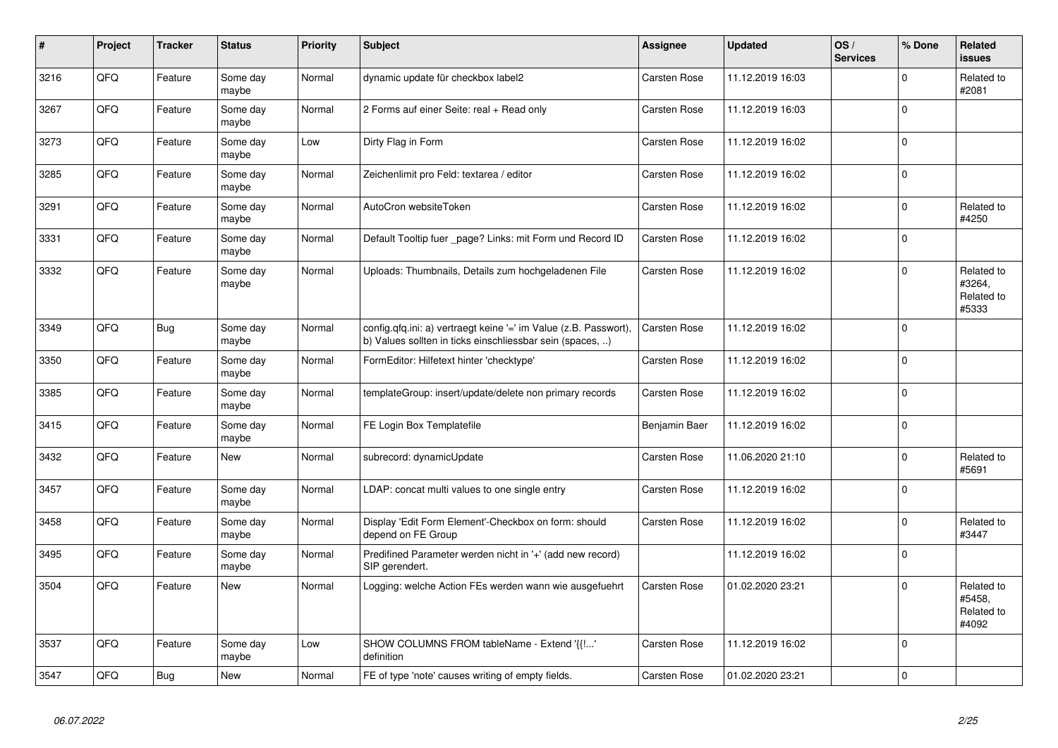| # | Project | Tracker | Status | Priority | Subject | Assignee | Updated | OS / Services | % Done | Related issues |
|---|---|---|---|---|---|---|---|---|---|---|
| 3216 | QFQ | Feature | Some day maybe | Normal | dynamic update für checkbox label2 | Carsten Rose | 11.12.2019 16:03 | | 0 | Related to #2081 |
| 3267 | QFQ | Feature | Some day maybe | Normal | 2 Forms auf einer Seite: real + Read only | Carsten Rose | 11.12.2019 16:03 | | 0 | |
| 3273 | QFQ | Feature | Some day maybe | Low | Dirty Flag in Form | Carsten Rose | 11.12.2019 16:02 | | 0 | |
| 3285 | QFQ | Feature | Some day maybe | Normal | Zeichenlimit pro Feld: textarea / editor | Carsten Rose | 11.12.2019 16:02 | | 0 | |
| 3291 | QFQ | Feature | Some day maybe | Normal | AutoCron websiteToken | Carsten Rose | 11.12.2019 16:02 | | 0 | Related to #4250 |
| 3331 | QFQ | Feature | Some day maybe | Normal | Default Tooltip fuer _page? Links: mit Form und Record ID | Carsten Rose | 11.12.2019 16:02 | | 0 | |
| 3332 | QFQ | Feature | Some day maybe | Normal | Uploads: Thumbnails, Details zum hochgeladenen File | Carsten Rose | 11.12.2019 16:02 | | 0 | Related to #3264, Related to #5333 |
| 3349 | QFQ | Bug | Some day maybe | Normal | config.qfq.ini: a) vertraegt keine '=' im Value (z.B. Passwort), b) Values sollten in ticks einschliessbar sein (spaces, ..) | Carsten Rose | 11.12.2019 16:02 | | 0 | |
| 3350 | QFQ | Feature | Some day maybe | Normal | FormEditor: Hilfetext hinter 'checktype' | Carsten Rose | 11.12.2019 16:02 | | 0 | |
| 3385 | QFQ | Feature | Some day maybe | Normal | templateGroup: insert/update/delete non primary records | Carsten Rose | 11.12.2019 16:02 | | 0 | |
| 3415 | QFQ | Feature | Some day maybe | Normal | FE Login Box Templatefile | Benjamin Baer | 11.12.2019 16:02 | | 0 | |
| 3432 | QFQ | Feature | New | Normal | subrecord: dynamicUpdate | Carsten Rose | 11.06.2020 21:10 | | 0 | Related to #5691 |
| 3457 | QFQ | Feature | Some day maybe | Normal | LDAP: concat multi values to one single entry | Carsten Rose | 11.12.2019 16:02 | | 0 | |
| 3458 | QFQ | Feature | Some day maybe | Normal | Display 'Edit Form Element'-Checkbox on form: should depend on FE Group | Carsten Rose | 11.12.2019 16:02 | | 0 | Related to #3447 |
| 3495 | QFQ | Feature | Some day maybe | Normal | Predifined Parameter werden nicht in '+' (add new record) SIP gerendert. | | 11.12.2019 16:02 | | 0 | |
| 3504 | QFQ | Feature | New | Normal | Logging: welche Action FEs werden wann wie ausgefuehrt | Carsten Rose | 01.02.2020 23:21 | | 0 | Related to #5458, Related to #4092 |
| 3537 | QFQ | Feature | Some day maybe | Low | SHOW COLUMNS FROM tableName - Extend '{{!...' definition | Carsten Rose | 11.12.2019 16:02 | | 0 | |
| 3547 | QFQ | Bug | New | Normal | FE of type 'note' causes writing of empty fields. | Carsten Rose | 01.02.2020 23:21 | | 0 | |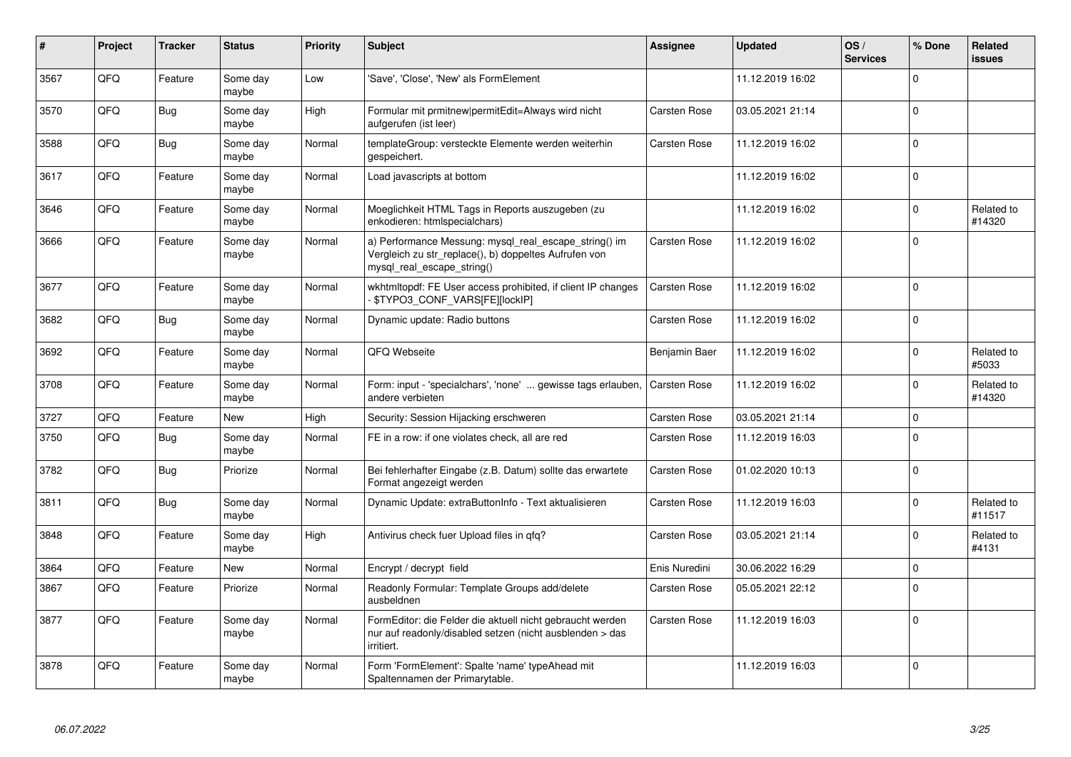| # | Project | Tracker | Status | Priority | Subject | Assignee | Updated | OS / Services | % Done | Related issues |
|---|---|---|---|---|---|---|---|---|---|---|
| 3567 | QFQ | Feature | Some day maybe | Low | 'Save', 'Close', 'New' als FormElement | | 11.12.2019 16:02 | | 0 | |
| 3570 | QFQ | Bug | Some day maybe | High | Formular mit prmitnew\|permitEdit=Always wird nicht aufgerufen (ist leer) | Carsten Rose | 03.05.2021 21:14 | | 0 | |
| 3588 | QFQ | Bug | Some day maybe | Normal | templateGroup: versteckte Elemente werden weiterhin gespeichert. | Carsten Rose | 11.12.2019 16:02 | | 0 | |
| 3617 | QFQ | Feature | Some day maybe | Normal | Load javascripts at bottom | | 11.12.2019 16:02 | | 0 | |
| 3646 | QFQ | Feature | Some day maybe | Normal | Moeglichkeit HTML Tags in Reports auszugeben (zu enkodieren: htmlspecialchars) | | 11.12.2019 16:02 | | 0 | Related to #14320 |
| 3666 | QFQ | Feature | Some day maybe | Normal | a) Performance Messung: mysql_real_escape_string() im Vergleich zu str_replace(), b) doppeltes Aufrufen von mysql_real_escape_string() | Carsten Rose | 11.12.2019 16:02 | | 0 | |
| 3677 | QFQ | Feature | Some day maybe | Normal | wkhtmltopdf: FE User access prohibited, if client IP changes - $TYPO3_CONF_VARS[FE][lockIP] | Carsten Rose | 11.12.2019 16:02 | | 0 | |
| 3682 | QFQ | Bug | Some day maybe | Normal | Dynamic update: Radio buttons | Carsten Rose | 11.12.2019 16:02 | | 0 | |
| 3692 | QFQ | Feature | Some day maybe | Normal | QFQ Webseite | Benjamin Baer | 11.12.2019 16:02 | | 0 | Related to #5033 |
| 3708 | QFQ | Feature | Some day maybe | Normal | Form: input - 'specialchars', 'none' ... gewisse tags erlauben, andere verbieten | Carsten Rose | 11.12.2019 16:02 | | 0 | Related to #14320 |
| 3727 | QFQ | Feature | New | High | Security: Session Hijacking erschweren | Carsten Rose | 03.05.2021 21:14 | | 0 | |
| 3750 | QFQ | Bug | Some day maybe | Normal | FE in a row: if one violates check, all are red | Carsten Rose | 11.12.2019 16:03 | | 0 | |
| 3782 | QFQ | Bug | Priorize | Normal | Bei fehlerhafter Eingabe (z.B. Datum) sollte das erwartete Format angezeigt werden | Carsten Rose | 01.02.2020 10:13 | | 0 | |
| 3811 | QFQ | Bug | Some day maybe | Normal | Dynamic Update: extraButtonInfo - Text aktualisieren | Carsten Rose | 11.12.2019 16:03 | | 0 | Related to #11517 |
| 3848 | QFQ | Feature | Some day maybe | High | Antivirus check fuer Upload files in qfq? | Carsten Rose | 03.05.2021 21:14 | | 0 | Related to #4131 |
| 3864 | QFQ | Feature | New | Normal | Encrypt / decrypt field | Enis Nuredini | 30.06.2022 16:29 | | 0 | |
| 3867 | QFQ | Feature | Priorize | Normal | Readonly Formular: Template Groups add/delete ausbeldnen | Carsten Rose | 05.05.2021 22:12 | | 0 | |
| 3877 | QFQ | Feature | Some day maybe | Normal | FormEditor: die Felder die aktuell nicht gebraucht werden nur auf readonly/disabled setzen (nicht ausblenden > das irritiert. | Carsten Rose | 11.12.2019 16:03 | | 0 | |
| 3878 | QFQ | Feature | Some day maybe | Normal | Form 'FormElement': Spalte 'name' typeAhead mit Spaltennamen der Primarytable. | | 11.12.2019 16:03 | | 0 | |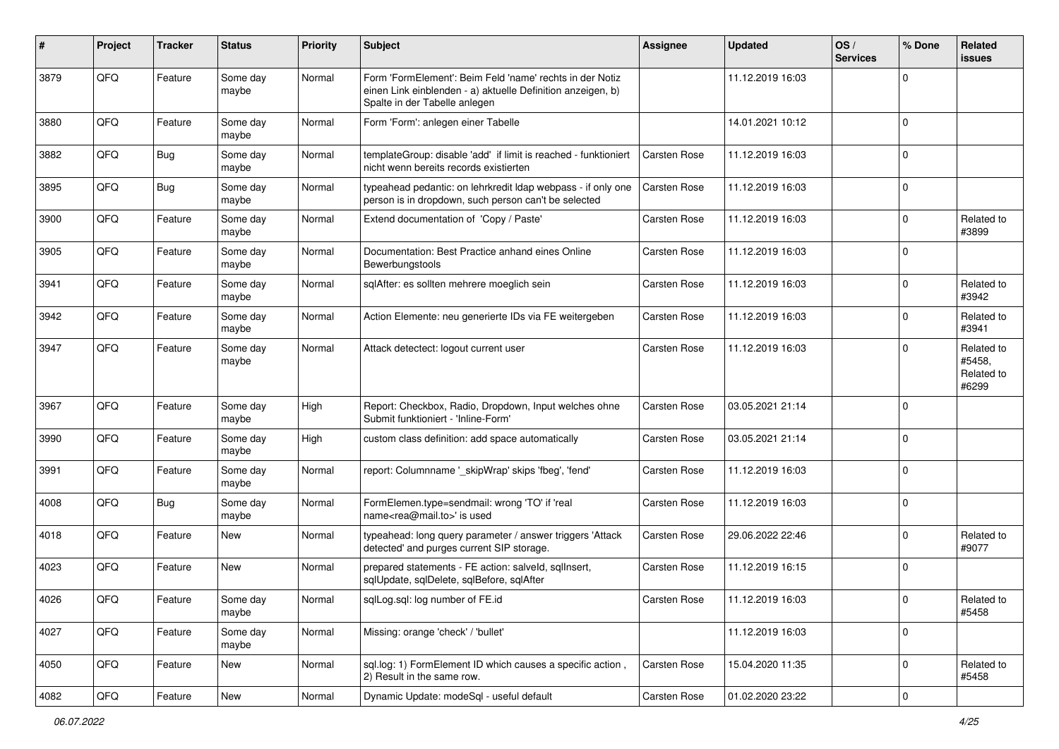| # | Project | Tracker | Status | Priority | Subject | Assignee | Updated | OS / Services | % Done | Related issues |
|---|---|---|---|---|---|---|---|---|---|---|
| 3879 | QFQ | Feature | Some day maybe | Normal | Form 'FormElement': Beim Feld 'name' rechts in der Notiz einen Link einblenden - a) aktuelle Definition anzeigen, b) Spalte in der Tabelle anlegen | | 11.12.2019 16:03 | | 0 | |
| 3880 | QFQ | Feature | Some day maybe | Normal | Form 'Form': anlegen einer Tabelle | | 14.01.2021 10:12 | | 0 | |
| 3882 | QFQ | Bug | Some day maybe | Normal | templateGroup: disable 'add' if limit is reached - funktioniert nicht wenn bereits records existierten | Carsten Rose | 11.12.2019 16:03 | | 0 | |
| 3895 | QFQ | Bug | Some day maybe | Normal | typeahead pedantic: on lehrkredit ldap webpass - if only one person is in dropdown, such person can't be selected | Carsten Rose | 11.12.2019 16:03 | | 0 | |
| 3900 | QFQ | Feature | Some day maybe | Normal | Extend documentation of 'Copy / Paste' | Carsten Rose | 11.12.2019 16:03 | | 0 | Related to #3899 |
| 3905 | QFQ | Feature | Some day maybe | Normal | Documentation: Best Practice anhand eines Online Bewerbungstools | Carsten Rose | 11.12.2019 16:03 | | 0 | |
| 3941 | QFQ | Feature | Some day maybe | Normal | sqlAfter: es sollten mehrere moeglich sein | Carsten Rose | 11.12.2019 16:03 | | 0 | Related to #3942 |
| 3942 | QFQ | Feature | Some day maybe | Normal | Action Elemente: neu generierte IDs via FE weitergeben | Carsten Rose | 11.12.2019 16:03 | | 0 | Related to #3941 |
| 3947 | QFQ | Feature | Some day maybe | Normal | Attack detectect: logout current user | Carsten Rose | 11.12.2019 16:03 | | 0 | Related to #5458, Related to #6299 |
| 3967 | QFQ | Feature | Some day maybe | High | Report: Checkbox, Radio, Dropdown, Input welches ohne Submit funktioniert - 'Inline-Form' | Carsten Rose | 03.05.2021 21:14 | | 0 | |
| 3990 | QFQ | Feature | Some day maybe | High | custom class definition: add space automatically | Carsten Rose | 03.05.2021 21:14 | | 0 | |
| 3991 | QFQ | Feature | Some day maybe | Normal | report: Columnname '_skipWrap' skips 'fbeg', 'fend' | Carsten Rose | 11.12.2019 16:03 | | 0 | |
| 4008 | QFQ | Bug | Some day maybe | Normal | FormElemen.type=sendmail: wrong 'TO' if 'real name<rea@mail.to>' is used | Carsten Rose | 11.12.2019 16:03 | | 0 | |
| 4018 | QFQ | Feature | New | Normal | typeahead: long query parameter / answer triggers 'Attack detected' and purges current SIP storage. | Carsten Rose | 29.06.2022 22:46 | | 0 | Related to #9077 |
| 4023 | QFQ | Feature | New | Normal | prepared statements - FE action: salveld, sqlInsert, sqlUpdate, sqlDelete, sqlBefore, sqlAfter | Carsten Rose | 11.12.2019 16:15 | | 0 | |
| 4026 | QFQ | Feature | Some day maybe | Normal | sqlLog.sql: log number of FE.id | Carsten Rose | 11.12.2019 16:03 | | 0 | Related to #5458 |
| 4027 | QFQ | Feature | Some day maybe | Normal | Missing: orange 'check' / 'bullet' | | 11.12.2019 16:03 | | 0 | |
| 4050 | QFQ | Feature | New | Normal | sql.log: 1) FormElement ID which causes a specific action , 2) Result in the same row. | Carsten Rose | 15.04.2020 11:35 | | 0 | Related to #5458 |
| 4082 | QFQ | Feature | New | Normal | Dynamic Update: modeSql - useful default | Carsten Rose | 01.02.2020 23:22 | | 0 | |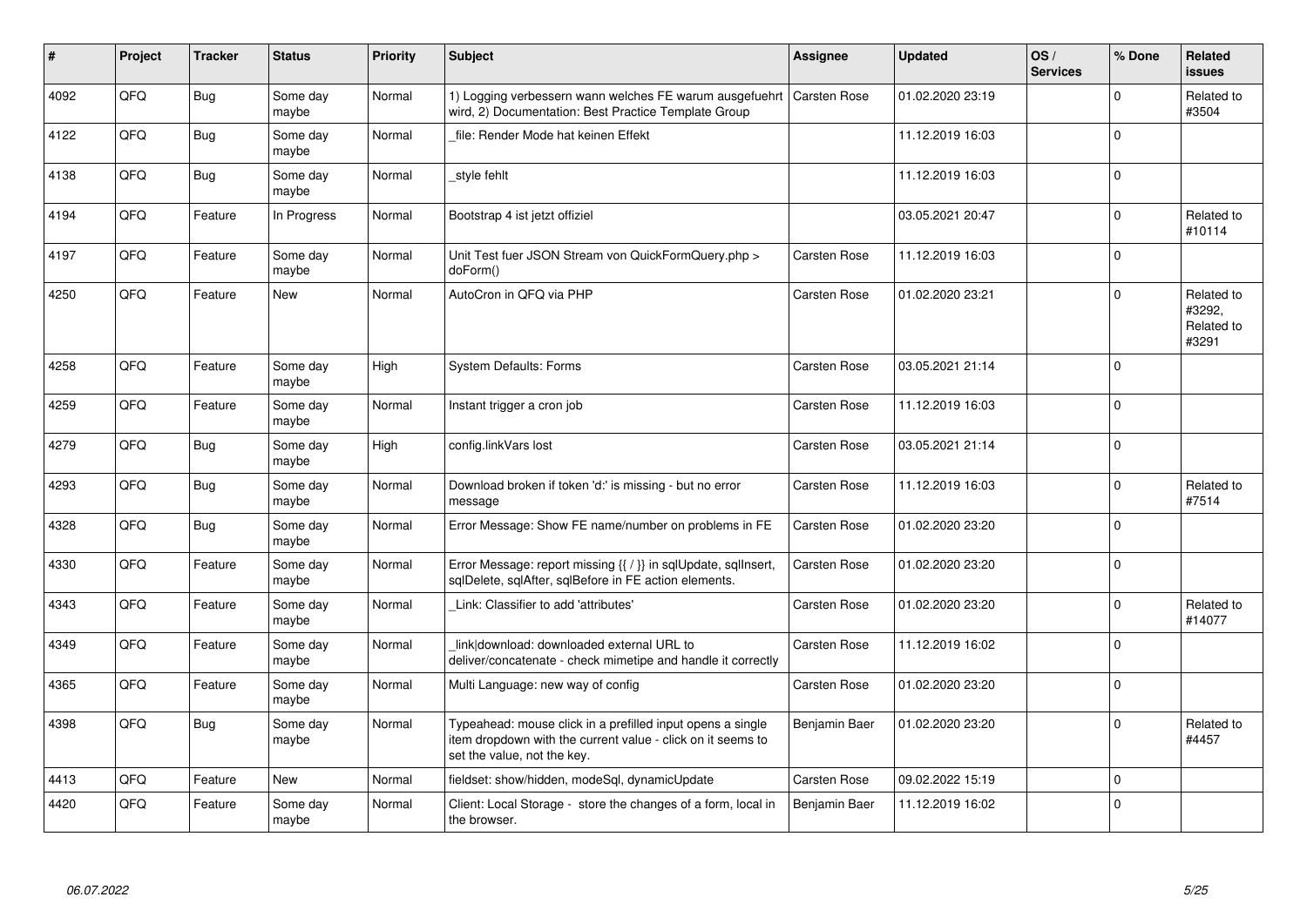| # | Project | Tracker | Status | Priority | Subject | Assignee | Updated | OS / Services | % Done | Related issues |
|---|---|---|---|---|---|---|---|---|---|---|
| 4092 | QFQ | Bug | Some day maybe | Normal | 1) Logging verbessern wann welches FE warum ausgefuehrt wird, 2) Documentation: Best Practice Template Group | Carsten Rose | 01.02.2020 23:19 | | 0 | Related to #3504 |
| 4122 | QFQ | Bug | Some day maybe | Normal | _file: Render Mode hat keinen Effekt | | 11.12.2019 16:03 | | 0 | |
| 4138 | QFQ | Bug | Some day maybe | Normal | _style fehlt | | 11.12.2019 16:03 | | 0 | |
| 4194 | QFQ | Feature | In Progress | Normal | Bootstrap 4 ist jetzt offiziel | | 03.05.2021 20:47 | | 0 | Related to #10114 |
| 4197 | QFQ | Feature | Some day maybe | Normal | Unit Test fuer JSON Stream von QuickFormQuery.php > doForm() | Carsten Rose | 11.12.2019 16:03 | | 0 | |
| 4250 | QFQ | Feature | New | Normal | AutoCron in QFQ via PHP | Carsten Rose | 01.02.2020 23:21 | | 0 | Related to #3292, Related to #3291 |
| 4258 | QFQ | Feature | Some day maybe | High | System Defaults: Forms | Carsten Rose | 03.05.2021 21:14 | | 0 | |
| 4259 | QFQ | Feature | Some day maybe | Normal | Instant trigger a cron job | Carsten Rose | 11.12.2019 16:03 | | 0 | |
| 4279 | QFQ | Bug | Some day maybe | High | config.linkVars lost | Carsten Rose | 03.05.2021 21:14 | | 0 | |
| 4293 | QFQ | Bug | Some day maybe | Normal | Download broken if token 'd:' is missing - but no error message | Carsten Rose | 11.12.2019 16:03 | | 0 | Related to #7514 |
| 4328 | QFQ | Bug | Some day maybe | Normal | Error Message: Show FE name/number on problems in FE | Carsten Rose | 01.02.2020 23:20 | | 0 | |
| 4330 | QFQ | Feature | Some day maybe | Normal | Error Message: report missing {{ / }} in sqlUpdate, sqlInsert, sqlDelete, sqlAfter, sqlBefore in FE action elements. | Carsten Rose | 01.02.2020 23:20 | | 0 | |
| 4343 | QFQ | Feature | Some day maybe | Normal | _Link: Classifier to add 'attributes' | Carsten Rose | 01.02.2020 23:20 | | 0 | Related to #14077 |
| 4349 | QFQ | Feature | Some day maybe | Normal | _link\|download: downloaded external URL to deliver/concatenate - check mimetipe and handle it correctly | Carsten Rose | 11.12.2019 16:02 | | 0 | |
| 4365 | QFQ | Feature | Some day maybe | Normal | Multi Language: new way of config | Carsten Rose | 01.02.2020 23:20 | | 0 | |
| 4398 | QFQ | Bug | Some day maybe | Normal | Typeahead: mouse click in a prefilled input opens a single item dropdown with the current value - click on it seems to set the value, not the key. | Benjamin Baer | 01.02.2020 23:20 | | 0 | Related to #4457 |
| 4413 | QFQ | Feature | New | Normal | fieldset: show/hidden, modeSql, dynamicUpdate | Carsten Rose | 09.02.2022 15:19 | | 0 | |
| 4420 | QFQ | Feature | Some day maybe | Normal | Client: Local Storage - store the changes of a form, local in the browser. | Benjamin Baer | 11.12.2019 16:02 | | 0 | |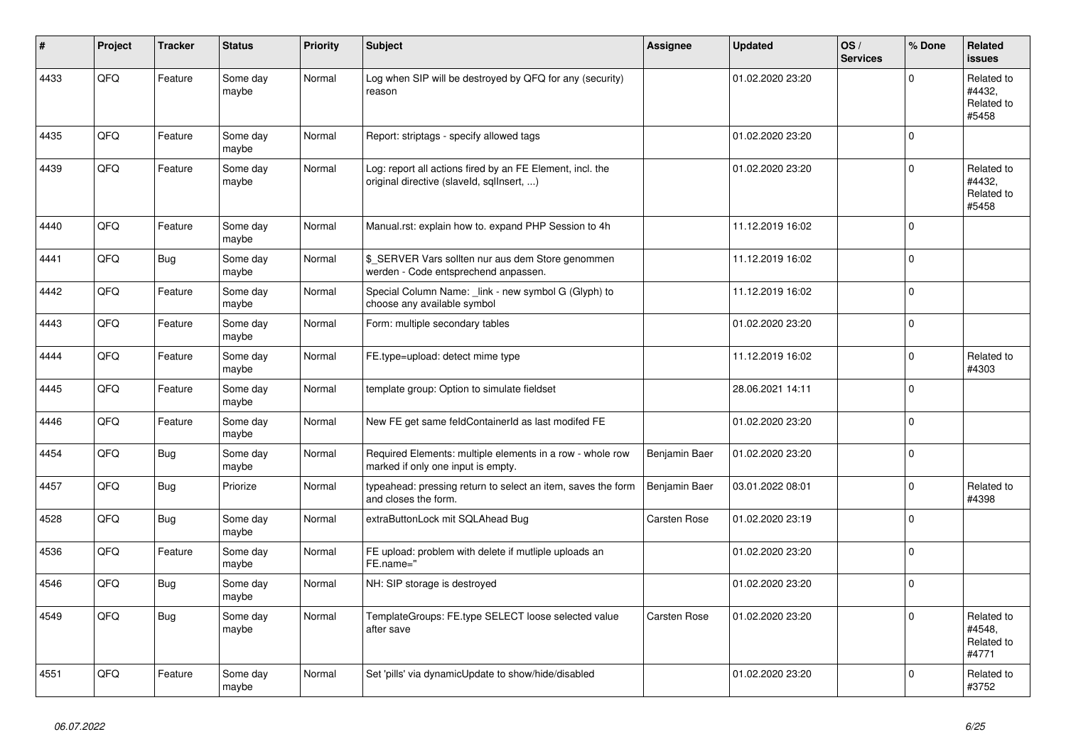| # | Project | Tracker | Status | Priority | Subject | Assignee | Updated | OS / Services | % Done | Related issues |
|---|---|---|---|---|---|---|---|---|---|---|
| 4433 | QFQ | Feature | Some day maybe | Normal | Log when SIP will be destroyed by QFQ for any (security) reason | | 01.02.2020 23:20 | | 0 | Related to #4432, Related to #5458 |
| 4435 | QFQ | Feature | Some day maybe | Normal | Report: striptags - specify allowed tags | | 01.02.2020 23:20 | | 0 | |
| 4439 | QFQ | Feature | Some day maybe | Normal | Log: report all actions fired by an FE Element, incl. the original directive (slaveId, sqlInsert, ...) | | 01.02.2020 23:20 | | 0 | Related to #4432, Related to #5458 |
| 4440 | QFQ | Feature | Some day maybe | Normal | Manual.rst: explain how to. expand PHP Session to 4h | | 11.12.2019 16:02 | | 0 | |
| 4441 | QFQ | Bug | Some day maybe | Normal | $_SERVER Vars sollten nur aus dem Store genommen werden - Code entsprechend anpassen. | | 11.12.2019 16:02 | | 0 | |
| 4442 | QFQ | Feature | Some day maybe | Normal | Special Column Name: _link - new symbol G (Glyph) to choose any available symbol | | 11.12.2019 16:02 | | 0 | |
| 4443 | QFQ | Feature | Some day maybe | Normal | Form: multiple secondary tables | | 01.02.2020 23:20 | | 0 | |
| 4444 | QFQ | Feature | Some day maybe | Normal | FE.type=upload: detect mime type | | 11.12.2019 16:02 | | 0 | Related to #4303 |
| 4445 | QFQ | Feature | Some day maybe | Normal | template group: Option to simulate fieldset | | 28.06.2021 14:11 | | 0 | |
| 4446 | QFQ | Feature | Some day maybe | Normal | New FE get same feldContainerId as last modifed FE | | 01.02.2020 23:20 | | 0 | |
| 4454 | QFQ | Bug | Some day maybe | Normal | Required Elements: multiple elements in a row - whole row marked if only one input is empty. | Benjamin Baer | 01.02.2020 23:20 | | 0 | |
| 4457 | QFQ | Bug | Priorize | Normal | typeahead: pressing return to select an item, saves the form and closes the form. | Benjamin Baer | 03.01.2022 08:01 | | 0 | Related to #4398 |
| 4528 | QFQ | Bug | Some day maybe | Normal | extraButtonLock mit SQLAhead Bug | Carsten Rose | 01.02.2020 23:19 | | 0 | |
| 4536 | QFQ | Feature | Some day maybe | Normal | FE upload: problem with delete if mutliple uploads an FE.name=" | | 01.02.2020 23:20 | | 0 | |
| 4546 | QFQ | Bug | Some day maybe | Normal | NH: SIP storage is destroyed | | 01.02.2020 23:20 | | 0 | |
| 4549 | QFQ | Bug | Some day maybe | Normal | TemplateGroups: FE.type SELECT loose selected value after save | Carsten Rose | 01.02.2020 23:20 | | 0 | Related to #4548, Related to #4771 |
| 4551 | QFQ | Feature | Some day maybe | Normal | Set 'pills' via dynamicUpdate to show/hide/disabled | | 01.02.2020 23:20 | | 0 | Related to #3752 |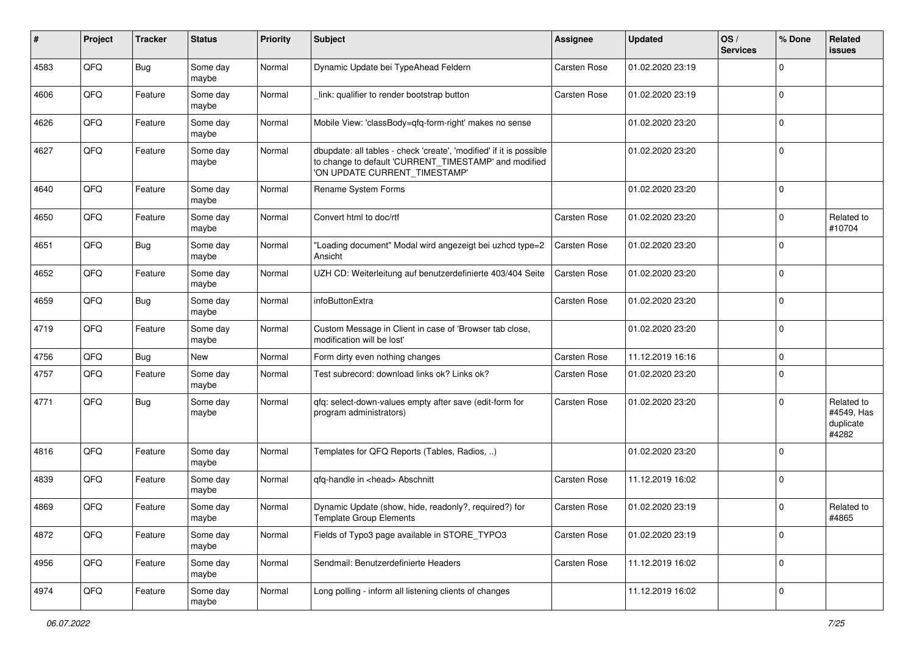| # | Project | Tracker | Status | Priority | Subject | Assignee | Updated | OS / Services | % Done | Related issues |
|---|---|---|---|---|---|---|---|---|---|---|
| 4583 | QFQ | Bug | Some day maybe | Normal | Dynamic Update bei TypeAhead Feldern | Carsten Rose | 01.02.2020 23:19 | | 0 | |
| 4606 | QFQ | Feature | Some day maybe | Normal | _link: qualifier to render bootstrap button | Carsten Rose | 01.02.2020 23:19 | | 0 | |
| 4626 | QFQ | Feature | Some day maybe | Normal | Mobile View: 'classBody=qfq-form-right' makes no sense | | 01.02.2020 23:20 | | 0 | |
| 4627 | QFQ | Feature | Some day maybe | Normal | dbupdate: all tables - check 'create', 'modified' if it is possible to change to default 'CURRENT_TIMESTAMP' and modified 'ON UPDATE CURRENT_TIMESTAMP' | | 01.02.2020 23:20 | | 0 | |
| 4640 | QFQ | Feature | Some day maybe | Normal | Rename System Forms | | 01.02.2020 23:20 | | 0 | |
| 4650 | QFQ | Feature | Some day maybe | Normal | Convert html to doc/rtf | Carsten Rose | 01.02.2020 23:20 | | 0 | Related to #10704 |
| 4651 | QFQ | Bug | Some day maybe | Normal | "Loading document" Modal wird angezeigt bei uzhcd type=2 Ansicht | Carsten Rose | 01.02.2020 23:20 | | 0 | |
| 4652 | QFQ | Feature | Some day maybe | Normal | UZH CD: Weiterleitung auf benutzerdefinierte 403/404 Seite | Carsten Rose | 01.02.2020 23:20 | | 0 | |
| 4659 | QFQ | Bug | Some day maybe | Normal | infoButtonExtra | Carsten Rose | 01.02.2020 23:20 | | 0 | |
| 4719 | QFQ | Feature | Some day maybe | Normal | Custom Message in Client in case of 'Browser tab close, modification will be lost' | | 01.02.2020 23:20 | | 0 | |
| 4756 | QFQ | Bug | New | Normal | Form dirty even nothing changes | Carsten Rose | 11.12.2019 16:16 | | 0 | |
| 4757 | QFQ | Feature | Some day maybe | Normal | Test subrecord: download links ok? Links ok? | Carsten Rose | 01.02.2020 23:20 | | 0 | |
| 4771 | QFQ | Bug | Some day maybe | Normal | qfq: select-down-values empty after save (edit-form for program administrators) | Carsten Rose | 01.02.2020 23:20 | | 0 | Related to #4549, Has duplicate #4282 |
| 4816 | QFQ | Feature | Some day maybe | Normal | Templates for QFQ Reports (Tables, Radios, ..) | | 01.02.2020 23:20 | | 0 | |
| 4839 | QFQ | Feature | Some day maybe | Normal | qfq-handle in <head> Abschnitt | Carsten Rose | 11.12.2019 16:02 | | 0 | |
| 4869 | QFQ | Feature | Some day maybe | Normal | Dynamic Update (show, hide, readonly?, required?) for Template Group Elements | Carsten Rose | 01.02.2020 23:19 | | 0 | Related to #4865 |
| 4872 | QFQ | Feature | Some day maybe | Normal | Fields of Typo3 page available in STORE_TYPO3 | Carsten Rose | 01.02.2020 23:19 | | 0 | |
| 4956 | QFQ | Feature | Some day maybe | Normal | Sendmail: Benutzerdefinierte Headers | Carsten Rose | 11.12.2019 16:02 | | 0 | |
| 4974 | QFQ | Feature | Some day maybe | Normal | Long polling - inform all listening clients of changes | | 11.12.2019 16:02 | | 0 | |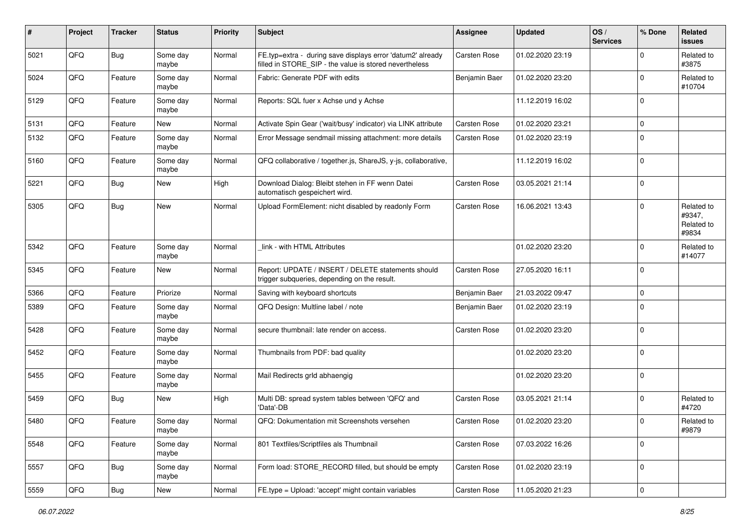| # | Project | Tracker | Status | Priority | Subject | Assignee | Updated | OS / Services | % Done | Related issues |
|---|---|---|---|---|---|---|---|---|---|---|
| 5021 | QFQ | Bug | Some day maybe | Normal | FE.typ=extra - during save displays error 'datum2' already filled in STORE_SIP - the value is stored nevertheless | Carsten Rose | 01.02.2020 23:19 | | 0 | Related to #3875 |
| 5024 | QFQ | Feature | Some day maybe | Normal | Fabric: Generate PDF with edits | Benjamin Baer | 01.02.2020 23:20 | | 0 | Related to #10704 |
| 5129 | QFQ | Feature | Some day maybe | Normal | Reports: SQL fuer x Achse und y Achse | | 11.12.2019 16:02 | | 0 | |
| 5131 | QFQ | Feature | New | Normal | Activate Spin Gear ('wait/busy' indicator) via LINK attribute | Carsten Rose | 01.02.2020 23:21 | | 0 | |
| 5132 | QFQ | Feature | Some day maybe | Normal | Error Message sendmail missing attachment: more details | Carsten Rose | 01.02.2020 23:19 | | 0 | |
| 5160 | QFQ | Feature | Some day maybe | Normal | QFQ collaborative / together.js, ShareJS, y-js, collaborative, | | 11.12.2019 16:02 | | 0 | |
| 5221 | QFQ | Bug | New | High | Download Dialog: Bleibt stehen in FF wenn Datei automatisch gespeichert wird. | Carsten Rose | 03.05.2021 21:14 | | 0 | |
| 5305 | QFQ | Bug | New | Normal | Upload FormElement: nicht disabled by readonly Form | Carsten Rose | 16.06.2021 13:43 | | 0 | Related to #9347, Related to #9834 |
| 5342 | QFQ | Feature | Some day maybe | Normal | _link - with HTML Attributes | | 01.02.2020 23:20 | | 0 | Related to #14077 |
| 5345 | QFQ | Feature | New | Normal | Report: UPDATE / INSERT / DELETE statements should trigger subqueries, depending on the result. | Carsten Rose | 27.05.2020 16:11 | | 0 | |
| 5366 | QFQ | Feature | Priorize | Normal | Saving with keyboard shortcuts | Benjamin Baer | 21.03.2022 09:47 | | 0 | |
| 5389 | QFQ | Feature | Some day maybe | Normal | QFQ Design: Multline label / note | Benjamin Baer | 01.02.2020 23:19 | | 0 | |
| 5428 | QFQ | Feature | Some day maybe | Normal | secure thumbnail: late render on access. | Carsten Rose | 01.02.2020 23:20 | | 0 | |
| 5452 | QFQ | Feature | Some day maybe | Normal | Thumbnails from PDF: bad quality | | 01.02.2020 23:20 | | 0 | |
| 5455 | QFQ | Feature | Some day maybe | Normal | Mail Redirects grld abhaengig | | 01.02.2020 23:20 | | 0 | |
| 5459 | QFQ | Bug | New | High | Multi DB: spread system tables between 'QFQ' and 'Data'-DB | Carsten Rose | 03.05.2021 21:14 | | 0 | Related to #4720 |
| 5480 | QFQ | Feature | Some day maybe | Normal | QFQ: Dokumentation mit Screenshots versehen | Carsten Rose | 01.02.2020 23:20 | | 0 | Related to #9879 |
| 5548 | QFQ | Feature | Some day maybe | Normal | 801 Textfiles/Scriptfiles als Thumbnail | Carsten Rose | 07.03.2022 16:26 | | 0 | |
| 5557 | QFQ | Bug | Some day maybe | Normal | Form load: STORE_RECORD filled, but should be empty | Carsten Rose | 01.02.2020 23:19 | | 0 | |
| 5559 | QFQ | Bug | New | Normal | FE.type = Upload: 'accept' might contain variables | Carsten Rose | 11.05.2020 21:23 | | 0 | |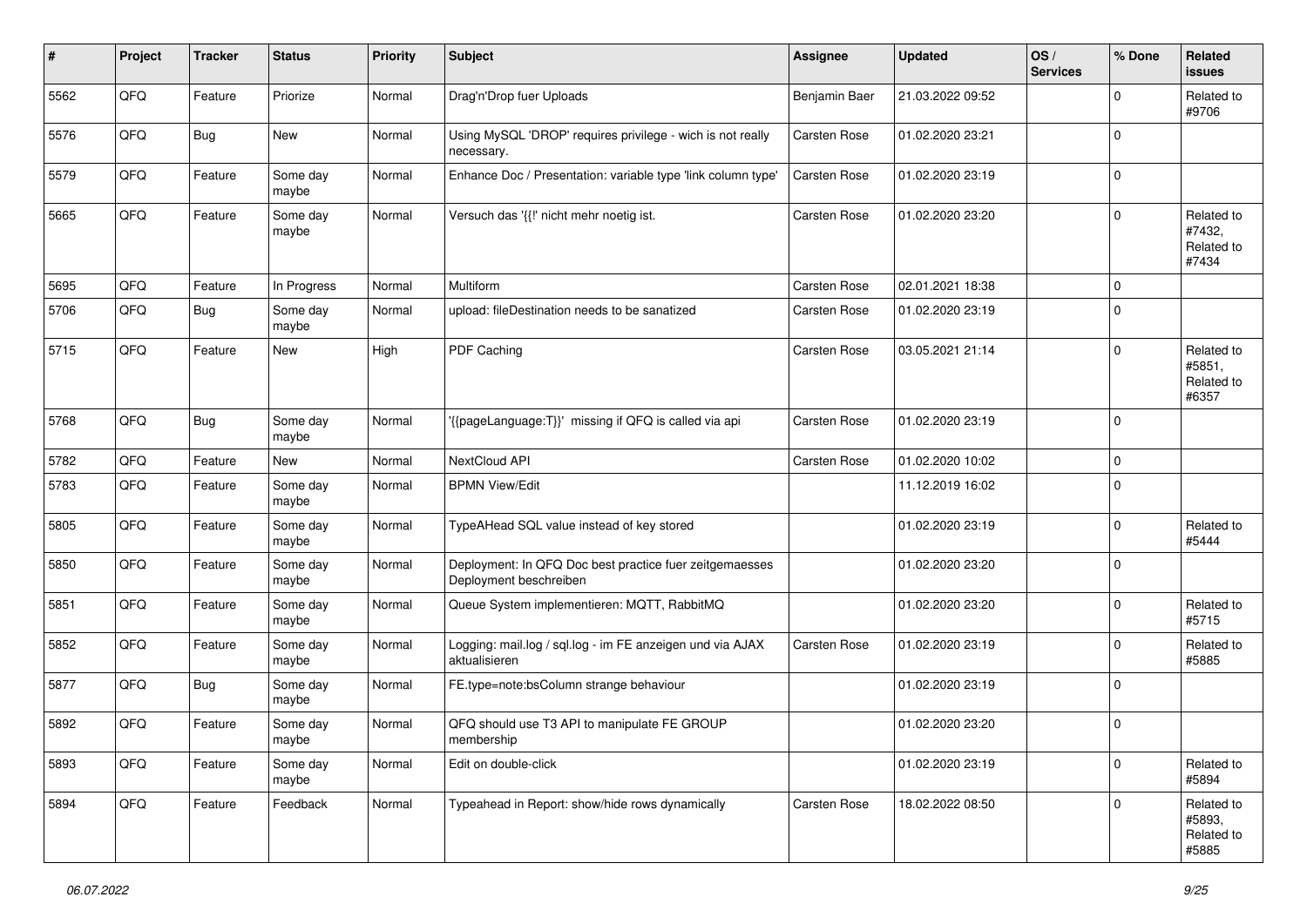| # | Project | Tracker | Status | Priority | Subject | Assignee | Updated | OS / Services | % Done | Related issues |
|---|---|---|---|---|---|---|---|---|---|---|
| 5562 | QFQ | Feature | Priorize | Normal | Drag'n'Drop fuer Uploads | Benjamin Baer | 21.03.2022 09:52 | | 0 | Related to #9706 |
| 5576 | QFQ | Bug | New | Normal | Using MySQL 'DROP' requires privilege - wich is not really necessary. | Carsten Rose | 01.02.2020 23:21 | | 0 | |
| 5579 | QFQ | Feature | Some day maybe | Normal | Enhance Doc / Presentation: variable type 'link column type' | Carsten Rose | 01.02.2020 23:19 | | 0 | |
| 5665 | QFQ | Feature | Some day maybe | Normal | Versuch das '{{!' nicht mehr noetig ist. | Carsten Rose | 01.02.2020 23:20 | | 0 | Related to #7432, Related to #7434 |
| 5695 | QFQ | Feature | In Progress | Normal | Multiform | Carsten Rose | 02.01.2021 18:38 | | 0 | |
| 5706 | QFQ | Bug | Some day maybe | Normal | upload: fileDestination needs to be sanatized | Carsten Rose | 01.02.2020 23:19 | | 0 | |
| 5715 | QFQ | Feature | New | High | PDF Caching | Carsten Rose | 03.05.2021 21:14 | | 0 | Related to #5851, Related to #6357 |
| 5768 | QFQ | Bug | Some day maybe | Normal | '{{pageLanguage:T}}' missing if QFQ is called via api | Carsten Rose | 01.02.2020 23:19 | | 0 | |
| 5782 | QFQ | Feature | New | Normal | NextCloud API | Carsten Rose | 01.02.2020 10:02 | | 0 | |
| 5783 | QFQ | Feature | Some day maybe | Normal | BPMN View/Edit | | 11.12.2019 16:02 | | 0 | |
| 5805 | QFQ | Feature | Some day maybe | Normal | TypeAHead SQL value instead of key stored | | 01.02.2020 23:19 | | 0 | Related to #5444 |
| 5850 | QFQ | Feature | Some day maybe | Normal | Deployment: In QFQ Doc best practice fuer zeitgemaesses Deployment beschreiben | | 01.02.2020 23:20 | | 0 | |
| 5851 | QFQ | Feature | Some day maybe | Normal | Queue System implementieren: MQTT, RabbitMQ | | 01.02.2020 23:20 | | 0 | Related to #5715 |
| 5852 | QFQ | Feature | Some day maybe | Normal | Logging: mail.log / sql.log - im FE anzeigen und via AJAX aktualisieren | Carsten Rose | 01.02.2020 23:19 | | 0 | Related to #5885 |
| 5877 | QFQ | Bug | Some day maybe | Normal | FE.type=note:bsColumn strange behaviour | | 01.02.2020 23:19 | | 0 | |
| 5892 | QFQ | Feature | Some day maybe | Normal | QFQ should use T3 API to manipulate FE GROUP membership | | 01.02.2020 23:20 | | 0 | |
| 5893 | QFQ | Feature | Some day maybe | Normal | Edit on double-click | | 01.02.2020 23:19 | | 0 | Related to #5894 |
| 5894 | QFQ | Feature | Feedback | Normal | Typeahead in Report: show/hide rows dynamically | Carsten Rose | 18.02.2022 08:50 | | 0 | Related to #5893, Related to #5885 |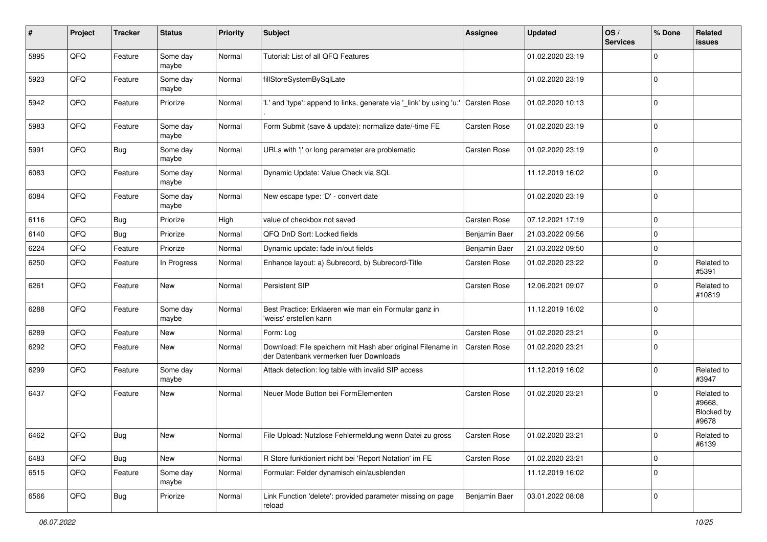| # | Project | Tracker | Status | Priority | Subject | Assignee | Updated | OS / Services | % Done | Related issues |
|---|---|---|---|---|---|---|---|---|---|---|
| 5895 | QFQ | Feature | Some day maybe | Normal | Tutorial: List of all QFQ Features | | 01.02.2020 23:19 | | 0 | |
| 5923 | QFQ | Feature | Some day maybe | Normal | fillStoreSystemBySqlLate | | 01.02.2020 23:19 | | 0 | |
| 5942 | QFQ | Feature | Priorize | Normal | 'L' and 'type': append to links, generate via '_link' by using 'u:' . | Carsten Rose | 01.02.2020 10:13 | | 0 | |
| 5983 | QFQ | Feature | Some day maybe | Normal | Form Submit (save & update): normalize date/-time FE | Carsten Rose | 01.02.2020 23:19 | | 0 | |
| 5991 | QFQ | Bug | Some day maybe | Normal | URLs with ' ' or long parameter are problematic | Carsten Rose | 01.02.2020 23:19 | | 0 | |
| 6083 | QFQ | Feature | Some day maybe | Normal | Dynamic Update: Value Check via SQL | | 11.12.2019 16:02 | | 0 | |
| 6084 | QFQ | Feature | Some day maybe | Normal | New escape type: 'D' - convert date | | 01.02.2020 23:19 | | 0 | |
| 6116 | QFQ | Bug | Priorize | High | value of checkbox not saved | Carsten Rose | 07.12.2021 17:19 | | 0 | |
| 6140 | QFQ | Bug | Priorize | Normal | QFQ DnD Sort: Locked fields | Benjamin Baer | 21.03.2022 09:56 | | 0 | |
| 6224 | QFQ | Feature | Priorize | Normal | Dynamic update: fade in/out fields | Benjamin Baer | 21.03.2022 09:50 | | 0 | |
| 6250 | QFQ | Feature | In Progress | Normal | Enhance layout: a) Subrecord, b) Subrecord-Title | Carsten Rose | 01.02.2020 23:22 | | 0 | Related to #5391 |
| 6261 | QFQ | Feature | New | Normal | Persistent SIP | Carsten Rose | 12.06.2021 09:07 | | 0 | Related to #10819 |
| 6288 | QFQ | Feature | Some day maybe | Normal | Best Practice: Erklaeren wie man ein Formular ganz in 'weiss' erstellen kann | | 11.12.2019 16:02 | | 0 | |
| 6289 | QFQ | Feature | New | Normal | Form: Log | Carsten Rose | 01.02.2020 23:21 | | 0 | |
| 6292 | QFQ | Feature | New | Normal | Download: File speichern mit Hash aber original Filename in der Datenbank vermerken fuer Downloads | Carsten Rose | 01.02.2020 23:21 | | 0 | |
| 6299 | QFQ | Feature | Some day maybe | Normal | Attack detection: log table with invalid SIP access | | 11.12.2019 16:02 | | 0 | Related to #3947 |
| 6437 | QFQ | Feature | New | Normal | Neuer Mode Button bei FormElementen | Carsten Rose | 01.02.2020 23:21 | | 0 | Related to #9668, Blocked by #9678 |
| 6462 | QFQ | Bug | New | Normal | File Upload: Nutzlose Fehlermeldung wenn Datei zu gross | Carsten Rose | 01.02.2020 23:21 | | 0 | Related to #6139 |
| 6483 | QFQ | Bug | New | Normal | R Store funktioniert nicht bei 'Report Notation' im FE | Carsten Rose | 01.02.2020 23:21 | | 0 | |
| 6515 | QFQ | Feature | Some day maybe | Normal | Formular: Felder dynamisch ein/ausblenden | | 11.12.2019 16:02 | | 0 | |
| 6566 | QFQ | Bug | Priorize | Normal | Link Function 'delete': provided parameter missing on page reload | Benjamin Baer | 03.01.2022 08:08 | | 0 | |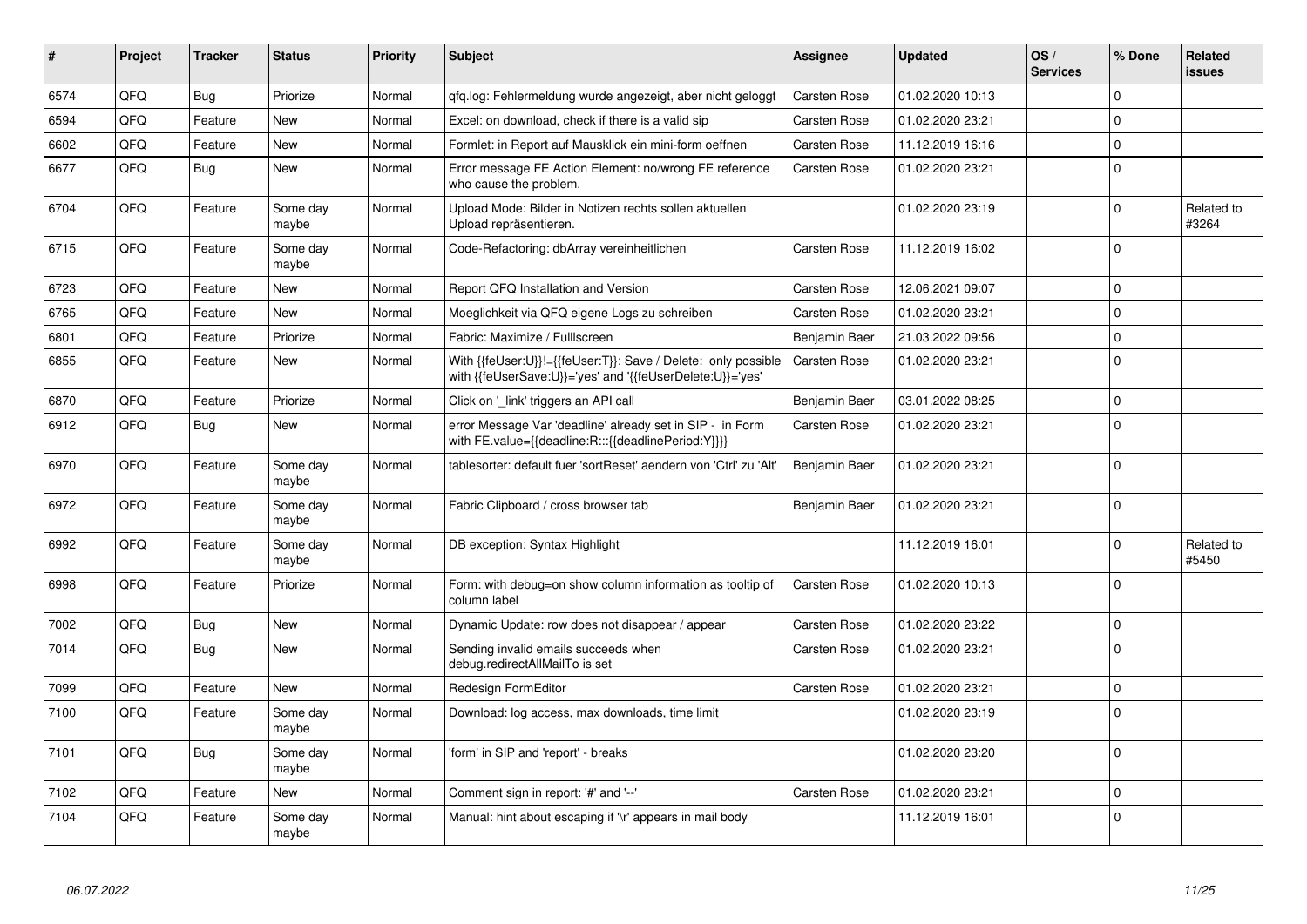| # | Project | Tracker | Status | Priority | Subject | Assignee | Updated | OS / Services | % Done | Related issues |
|---|---|---|---|---|---|---|---|---|---|---|
| 6574 | QFQ | Bug | Priorize | Normal | qfq.log: Fehlermeldung wurde angezeigt, aber nicht geloggt | Carsten Rose | 01.02.2020 10:13 | | 0 | |
| 6594 | QFQ | Feature | New | Normal | Excel: on download, check if there is a valid sip | Carsten Rose | 01.02.2020 23:21 | | 0 | |
| 6602 | QFQ | Feature | New | Normal | Formlet: in Report auf Mausklick ein mini-form oeffnen | Carsten Rose | 11.12.2019 16:16 | | 0 | |
| 6677 | QFQ | Bug | New | Normal | Error message FE Action Element: no/wrong FE reference who cause the problem. | Carsten Rose | 01.02.2020 23:21 | | 0 | |
| 6704 | QFQ | Feature | Some day maybe | Normal | Upload Mode: Bilder in Notizen rechts sollen aktuellen Upload repräsentieren. | | 01.02.2020 23:19 | | 0 | Related to #3264 |
| 6715 | QFQ | Feature | Some day maybe | Normal | Code-Refactoring: dbArray vereinheitlichen | Carsten Rose | 11.12.2019 16:02 | | 0 | |
| 6723 | QFQ | Feature | New | Normal | Report QFQ Installation and Version | Carsten Rose | 12.06.2021 09:07 | | 0 | |
| 6765 | QFQ | Feature | New | Normal | Moeglichkeit via QFQ eigene Logs zu schreiben | Carsten Rose | 01.02.2020 23:21 | | 0 | |
| 6801 | QFQ | Feature | Priorize | Normal | Fabric: Maximize / Fulllscreen | Benjamin Baer | 21.03.2022 09:56 | | 0 | |
| 6855 | QFQ | Feature | New | Normal | With {{feUser:U}}!={{feUser:T}}: Save / Delete: only possible with {{feUserSave:U}}='yes' and '{{feUserDelete:U}}='yes' | Carsten Rose | 01.02.2020 23:21 | | 0 | |
| 6870 | QFQ | Feature | Priorize | Normal | Click on '_link' triggers an API call | Benjamin Baer | 03.01.2022 08:25 | | 0 | |
| 6912 | QFQ | Bug | New | Normal | error Message Var 'deadline' already set in SIP - in Form with FE.value={{deadline:R:::{{deadlinePeriod:Y}}}} | Carsten Rose | 01.02.2020 23:21 | | 0 | |
| 6970 | QFQ | Feature | Some day maybe | Normal | tablesorter: default fuer 'sortReset' aendern von 'Ctrl' zu 'Alt' | Benjamin Baer | 01.02.2020 23:21 | | 0 | |
| 6972 | QFQ | Feature | Some day maybe | Normal | Fabric Clipboard / cross browser tab | Benjamin Baer | 01.02.2020 23:21 | | 0 | |
| 6992 | QFQ | Feature | Some day maybe | Normal | DB exception: Syntax Highlight | | 11.12.2019 16:01 | | 0 | Related to #5450 |
| 6998 | QFQ | Feature | Priorize | Normal | Form: with debug=on show column information as tooltip of column label | Carsten Rose | 01.02.2020 10:13 | | 0 | |
| 7002 | QFQ | Bug | New | Normal | Dynamic Update: row does not disappear / appear | Carsten Rose | 01.02.2020 23:22 | | 0 | |
| 7014 | QFQ | Bug | New | Normal | Sending invalid emails succeeds when debug.redirectAllMailTo is set | Carsten Rose | 01.02.2020 23:21 | | 0 | |
| 7099 | QFQ | Feature | New | Normal | Redesign FormEditor | Carsten Rose | 01.02.2020 23:21 | | 0 | |
| 7100 | QFQ | Feature | Some day maybe | Normal | Download: log access, max downloads, time limit | | 01.02.2020 23:19 | | 0 | |
| 7101 | QFQ | Bug | Some day maybe | Normal | 'form' in SIP and 'report' - breaks | | 01.02.2020 23:20 | | 0 | |
| 7102 | QFQ | Feature | New | Normal | Comment sign in report: '#' and '--' | Carsten Rose | 01.02.2020 23:21 | | 0 | |
| 7104 | QFQ | Feature | Some day maybe | Normal | Manual: hint about escaping if '\r' appears in mail body | | 11.12.2019 16:01 | | 0 | |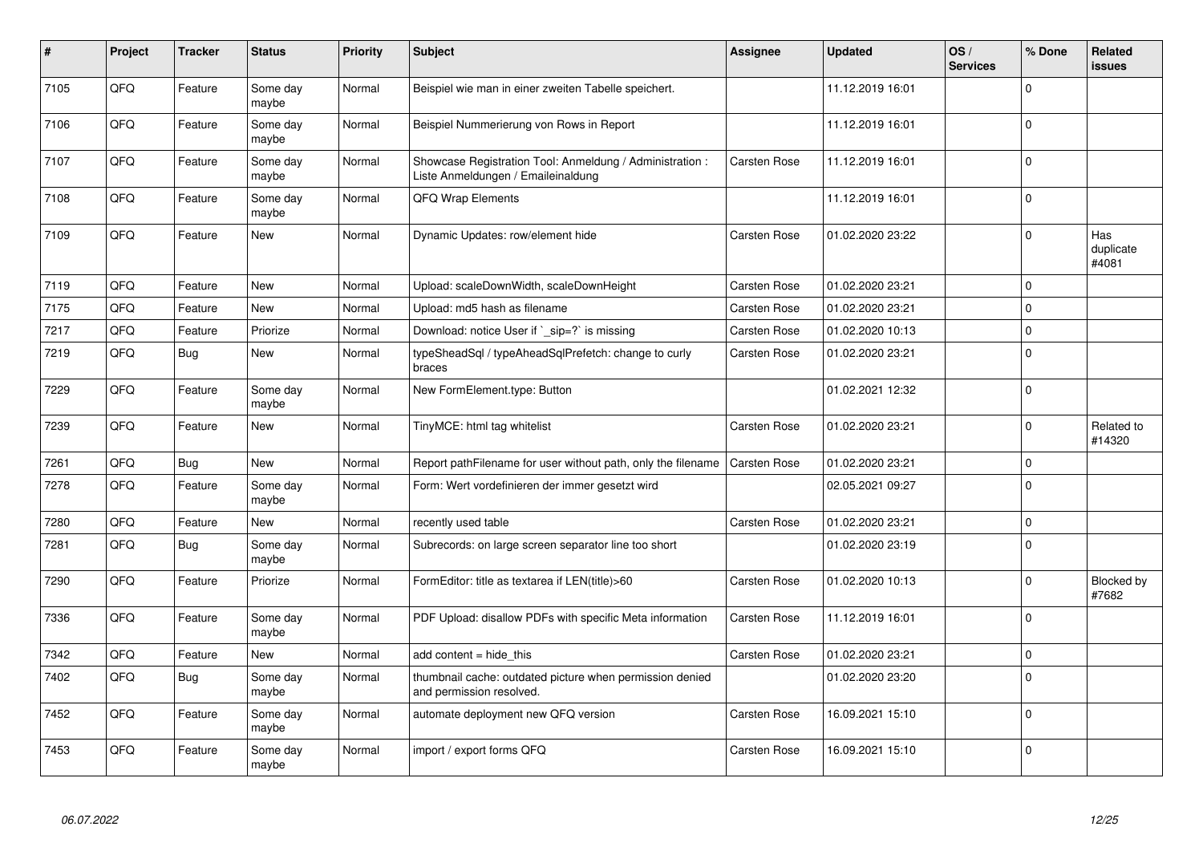| # | Project | Tracker | Status | Priority | Subject | Assignee | Updated | OS / Services | % Done | Related issues |
|---|---|---|---|---|---|---|---|---|---|---|
| 7105 | QFQ | Feature | Some day maybe | Normal | Beispiel wie man in einer zweiten Tabelle speichert. | | 11.12.2019 16:01 | | 0 | |
| 7106 | QFQ | Feature | Some day maybe | Normal | Beispiel Nummerierung von Rows in Report | | 11.12.2019 16:01 | | 0 | |
| 7107 | QFQ | Feature | Some day maybe | Normal | Showcase Registration Tool: Anmeldung / Administration : Liste Anmeldungen / Emaileinaldung | Carsten Rose | 11.12.2019 16:01 | | 0 | |
| 7108 | QFQ | Feature | Some day maybe | Normal | QFQ Wrap Elements | | 11.12.2019 16:01 | | 0 | |
| 7109 | QFQ | Feature | New | Normal | Dynamic Updates: row/element hide | Carsten Rose | 01.02.2020 23:22 | | 0 | Has duplicate #4081 |
| 7119 | QFQ | Feature | New | Normal | Upload: scaleDownWidth, scaleDownHeight | Carsten Rose | 01.02.2020 23:21 | | 0 | |
| 7175 | QFQ | Feature | New | Normal | Upload: md5 hash as filename | Carsten Rose | 01.02.2020 23:21 | | 0 | |
| 7217 | QFQ | Feature | Priorize | Normal | Download: notice User if `_sip=?` is missing | Carsten Rose | 01.02.2020 10:13 | | 0 | |
| 7219 | QFQ | Bug | New | Normal | typeSheadSql / typeAheadSqlPrefetch: change to curly braces | Carsten Rose | 01.02.2020 23:21 | | 0 | |
| 7229 | QFQ | Feature | Some day maybe | Normal | New FormElement.type: Button | | 01.02.2021 12:32 | | 0 | |
| 7239 | QFQ | Feature | New | Normal | TinyMCE: html tag whitelist | Carsten Rose | 01.02.2020 23:21 | | 0 | Related to #14320 |
| 7261 | QFQ | Bug | New | Normal | Report pathFilename for user without path, only the filename | Carsten Rose | 01.02.2020 23:21 | | 0 | |
| 7278 | QFQ | Feature | Some day maybe | Normal | Form: Wert vordefinieren der immer gesetzt wird | | 02.05.2021 09:27 | | 0 | |
| 7280 | QFQ | Feature | New | Normal | recently used table | Carsten Rose | 01.02.2020 23:21 | | 0 | |
| 7281 | QFQ | Bug | Some day maybe | Normal | Subrecords: on large screen separator line too short | | 01.02.2020 23:19 | | 0 | |
| 7290 | QFQ | Feature | Priorize | Normal | FormEditor: title as textarea if LEN(title)>60 | Carsten Rose | 01.02.2020 10:13 | | 0 | Blocked by #7682 |
| 7336 | QFQ | Feature | Some day maybe | Normal | PDF Upload: disallow PDFs with specific Meta information | Carsten Rose | 11.12.2019 16:01 | | 0 | |
| 7342 | QFQ | Feature | New | Normal | add content = hide_this | Carsten Rose | 01.02.2020 23:21 | | 0 | |
| 7402 | QFQ | Bug | Some day maybe | Normal | thumbnail cache: outdated picture when permission denied and permission resolved. | | 01.02.2020 23:20 | | 0 | |
| 7452 | QFQ | Feature | Some day maybe | Normal | automate deployment new QFQ version | Carsten Rose | 16.09.2021 15:10 | | 0 | |
| 7453 | QFQ | Feature | Some day maybe | Normal | import / export forms QFQ | Carsten Rose | 16.09.2021 15:10 | | 0 | |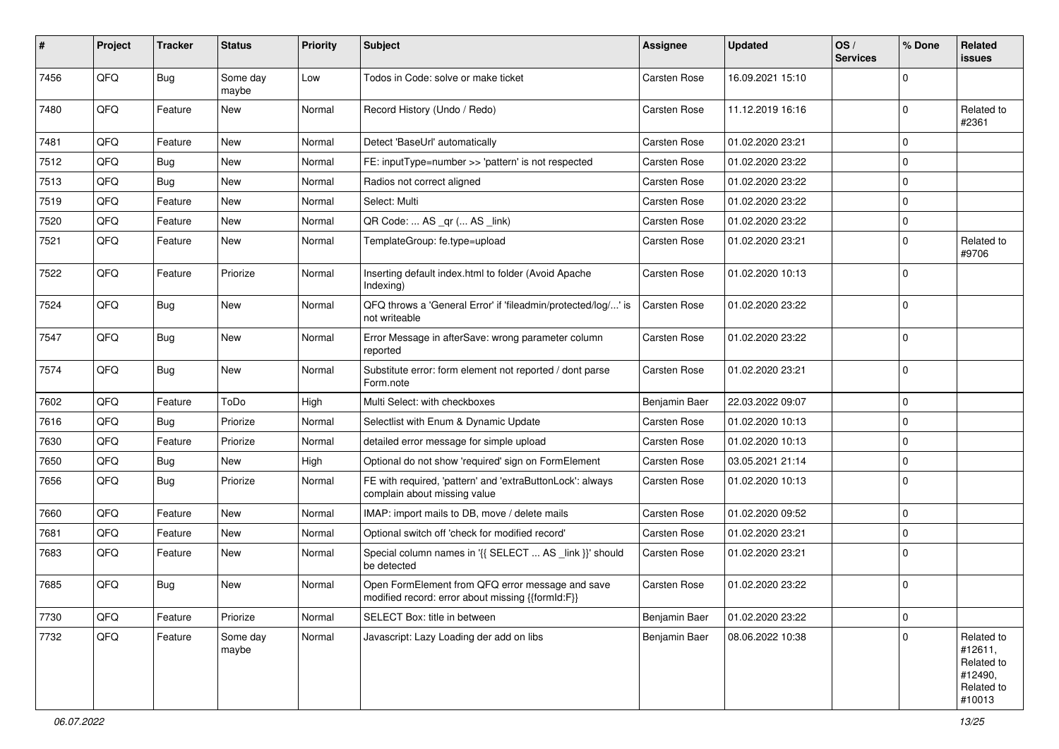| # | Project | Tracker | Status | Priority | Subject | Assignee | Updated | OS / Services | % Done | Related issues |
|---|---|---|---|---|---|---|---|---|---|---|
| 7456 | QFQ | Bug | Some day maybe | Low | Todos in Code: solve or make ticket | Carsten Rose | 16.09.2021 15:10 | | 0 | |
| 7480 | QFQ | Feature | New | Normal | Record History (Undo / Redo) | Carsten Rose | 11.12.2019 16:16 | | 0 | Related to #2361 |
| 7481 | QFQ | Feature | New | Normal | Detect 'BaseUrl' automatically | Carsten Rose | 01.02.2020 23:21 | | 0 | |
| 7512 | QFQ | Bug | New | Normal | FE: inputType=number >> 'pattern' is not respected | Carsten Rose | 01.02.2020 23:22 | | 0 | |
| 7513 | QFQ | Bug | New | Normal | Radios not correct aligned | Carsten Rose | 01.02.2020 23:22 | | 0 | |
| 7519 | QFQ | Feature | New | Normal | Select: Multi | Carsten Rose | 01.02.2020 23:22 | | 0 | |
| 7520 | QFQ | Feature | New | Normal | QR Code: ... AS _qr ( ... AS _link) | Carsten Rose | 01.02.2020 23:22 | | 0 | |
| 7521 | QFQ | Feature | New | Normal | TemplateGroup: fe.type=upload | Carsten Rose | 01.02.2020 23:21 | | 0 | Related to #9706 |
| 7522 | QFQ | Feature | Priorize | Normal | Inserting default index.html to folder (Avoid Apache Indexing) | Carsten Rose | 01.02.2020 10:13 | | 0 | |
| 7524 | QFQ | Bug | New | Normal | QFQ throws a 'General Error' if 'fileadmin/protected/log/...' is not writeable | Carsten Rose | 01.02.2020 23:22 | | 0 | |
| 7547 | QFQ | Bug | New | Normal | Error Message in afterSave: wrong parameter column reported | Carsten Rose | 01.02.2020 23:22 | | 0 | |
| 7574 | QFQ | Bug | New | Normal | Substitute error: form element not reported / dont parse Form.note | Carsten Rose | 01.02.2020 23:21 | | 0 | |
| 7602 | QFQ | Feature | ToDo | High | Multi Select: with checkboxes | Benjamin Baer | 22.03.2022 09:07 | | 0 | |
| 7616 | QFQ | Bug | Priorize | Normal | Selectlist with Enum & Dynamic Update | Carsten Rose | 01.02.2020 10:13 | | 0 | |
| 7630 | QFQ | Feature | Priorize | Normal | detailed error message for simple upload | Carsten Rose | 01.02.2020 10:13 | | 0 | |
| 7650 | QFQ | Bug | New | High | Optional do not show 'required' sign on FormElement | Carsten Rose | 03.05.2021 21:14 | | 0 | |
| 7656 | QFQ | Bug | Priorize | Normal | FE with required, 'pattern' and 'extraButtonLock': always complain about missing value | Carsten Rose | 01.02.2020 10:13 | | 0 | |
| 7660 | QFQ | Feature | New | Normal | IMAP: import mails to DB, move / delete mails | Carsten Rose | 01.02.2020 09:52 | | 0 | |
| 7681 | QFQ | Feature | New | Normal | Optional switch off 'check for modified record' | Carsten Rose | 01.02.2020 23:21 | | 0 | |
| 7683 | QFQ | Feature | New | Normal | Special column names in '{{ SELECT ... AS _link }}' should be detected | Carsten Rose | 01.02.2020 23:21 | | 0 | |
| 7685 | QFQ | Bug | New | Normal | Open FormElement from QFQ error message and save modified record: error about missing {{formId:F}} | Carsten Rose | 01.02.2020 23:22 | | 0 | |
| 7730 | QFQ | Feature | Priorize | Normal | SELECT Box: title in between | Benjamin Baer | 01.02.2020 23:22 | | 0 | |
| 7732 | QFQ | Feature | Some day maybe | Normal | Javascript: Lazy Loading der add on libs | Benjamin Baer | 08.06.2022 10:38 | | 0 | Related to #12611, Related to #12490, Related to #10013 |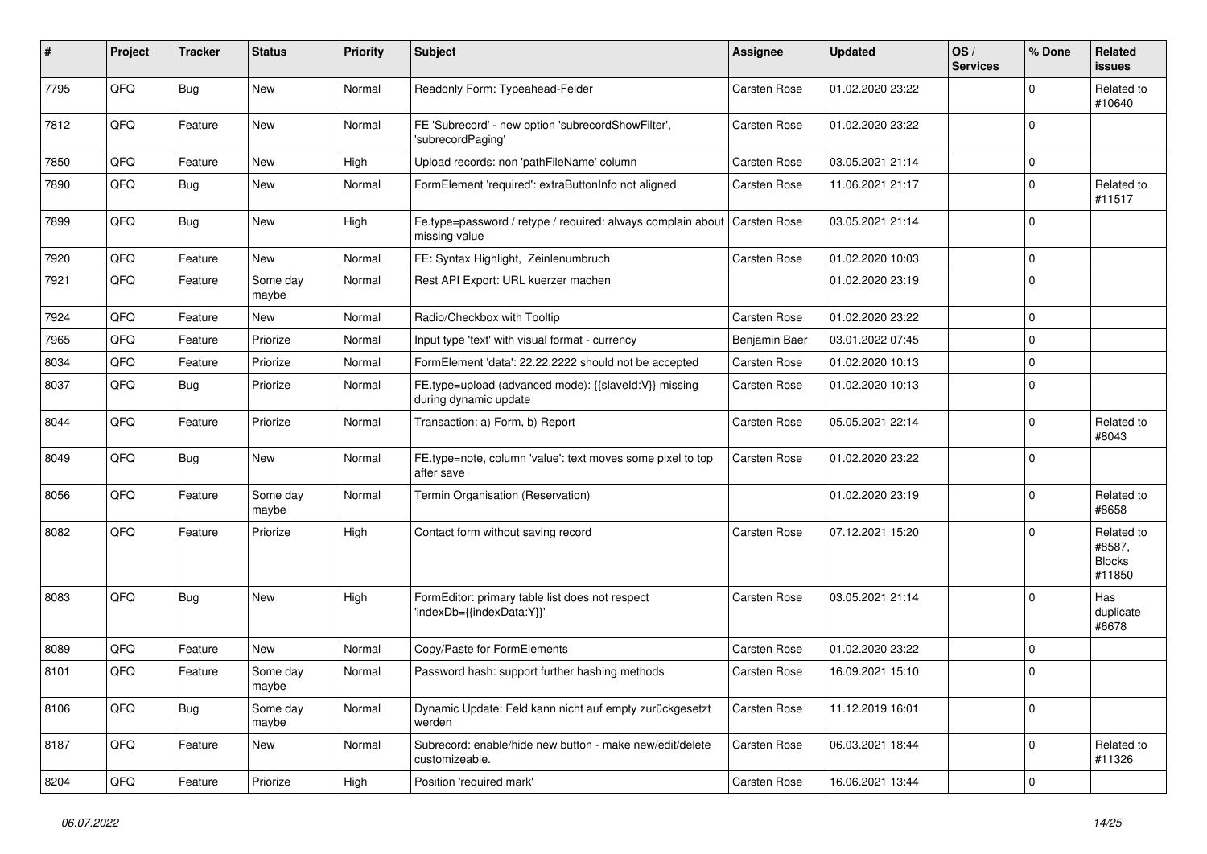| # | Project | Tracker | Status | Priority | Subject | Assignee | Updated | OS / Services | % Done | Related issues |
|---|---|---|---|---|---|---|---|---|---|---|
| 7795 | QFQ | Bug | New | Normal | Readonly Form: Typeahead-Felder | Carsten Rose | 01.02.2020 23:22 | | 0 | Related to #10640 |
| 7812 | QFQ | Feature | New | Normal | FE 'Subrecord' - new option 'subrecordShowFilter', 'subrecordPaging' | Carsten Rose | 01.02.2020 23:22 | | 0 | |
| 7850 | QFQ | Feature | New | High | Upload records: non 'pathFileName' column | Carsten Rose | 03.05.2021 21:14 | | 0 | |
| 7890 | QFQ | Bug | New | Normal | FormElement 'required': extraButtonInfo not aligned | Carsten Rose | 11.06.2021 21:17 | | 0 | Related to #11517 |
| 7899 | QFQ | Bug | New | High | Fe.type=password / retype / required: always complain about missing value | Carsten Rose | 03.05.2021 21:14 | | 0 | |
| 7920 | QFQ | Feature | New | Normal | FE: Syntax Highlight, Zeilenumbruch | Carsten Rose | 01.02.2020 10:03 | | 0 | |
| 7921 | QFQ | Feature | Some day maybe | Normal | Rest API Export: URL kuerzer machen | | 01.02.2020 23:19 | | 0 | |
| 7924 | QFQ | Feature | New | Normal | Radio/Checkbox with Tooltip | Carsten Rose | 01.02.2020 23:22 | | 0 | |
| 7965 | QFQ | Feature | Priorize | Normal | Input type 'text' with visual format - currency | Benjamin Baer | 03.01.2022 07:45 | | 0 | |
| 8034 | QFQ | Feature | Priorize | Normal | FormElement 'data': 22.22.2222 should not be accepted | Carsten Rose | 01.02.2020 10:13 | | 0 | |
| 8037 | QFQ | Bug | Priorize | Normal | FE.type=upload (advanced mode): {{slaveId:V}} missing during dynamic update | Carsten Rose | 01.02.2020 10:13 | | 0 | |
| 8044 | QFQ | Feature | Priorize | Normal | Transaction: a) Form, b) Report | Carsten Rose | 05.05.2021 22:14 | | 0 | Related to #8043 |
| 8049 | QFQ | Bug | New | Normal | FE.type=note, column 'value': text moves some pixel to top after save | Carsten Rose | 01.02.2020 23:22 | | 0 | |
| 8056 | QFQ | Feature | Some day maybe | Normal | Termin Organisation (Reservation) | | 01.02.2020 23:19 | | 0 | Related to #8658 |
| 8082 | QFQ | Feature | Priorize | High | Contact form without saving record | Carsten Rose | 07.12.2021 15:20 | | 0 | Related to #8587, Blocks #11850 |
| 8083 | QFQ | Bug | New | High | FormEditor: primary table list does not respect 'indexDb={{indexData:Y}}' | Carsten Rose | 03.05.2021 21:14 | | 0 | Has duplicate #6678 |
| 8089 | QFQ | Feature | New | Normal | Copy/Paste for FormElements | Carsten Rose | 01.02.2020 23:22 | | 0 | |
| 8101 | QFQ | Feature | Some day maybe | Normal | Password hash: support further hashing methods | Carsten Rose | 16.09.2021 15:10 | | 0 | |
| 8106 | QFQ | Bug | Some day maybe | Normal | Dynamic Update: Feld kann nicht auf empty zurückgesetzt werden | Carsten Rose | 11.12.2019 16:01 | | 0 | |
| 8187 | QFQ | Feature | New | Normal | Subrecord: enable/hide new button - make new/edit/delete customizeable. | Carsten Rose | 06.03.2021 18:44 | | 0 | Related to #11326 |
| 8204 | QFQ | Feature | Priorize | High | Position 'required mark' | Carsten Rose | 16.06.2021 13:44 | | 0 | |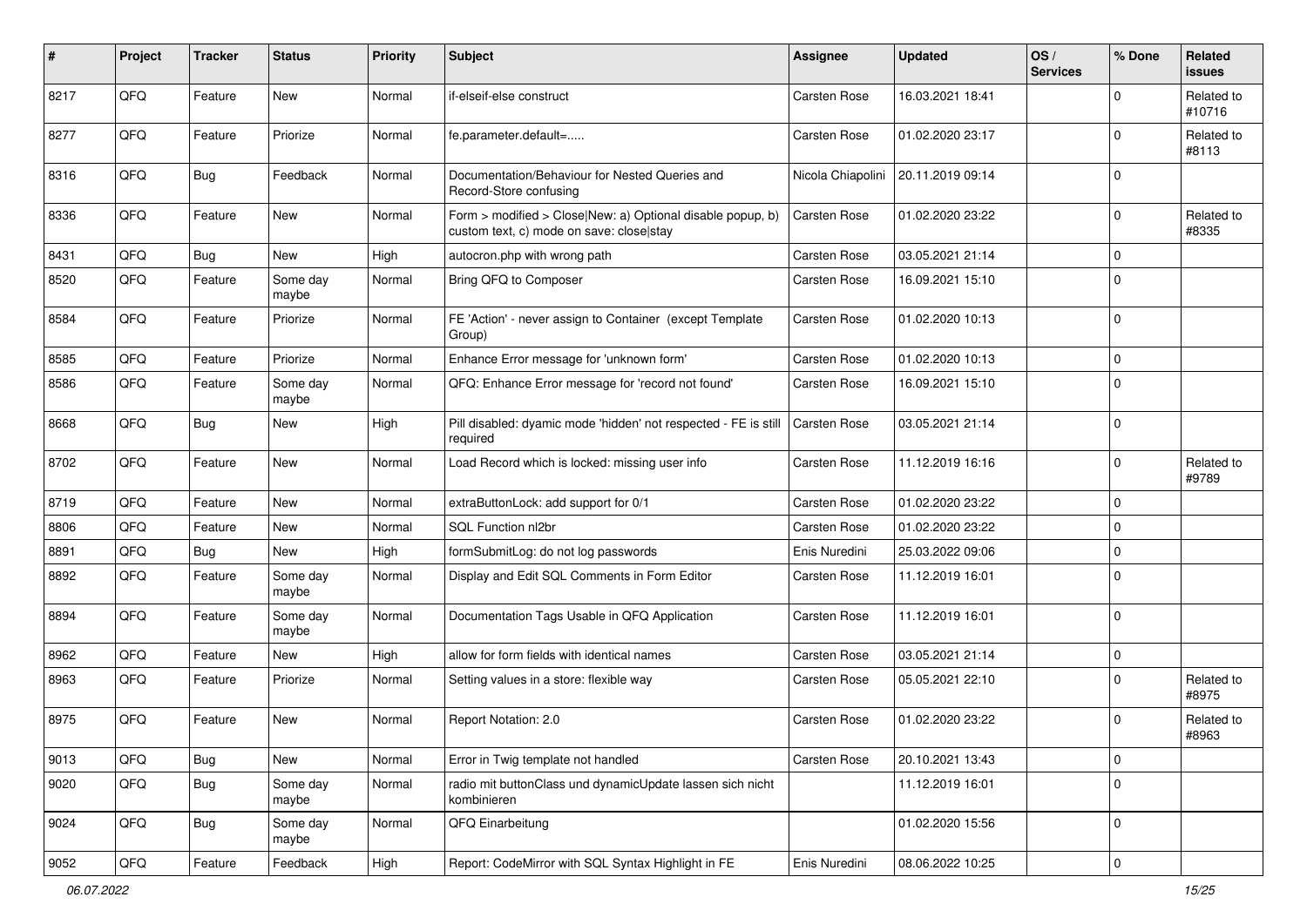| # | Project | Tracker | Status | Priority | Subject | Assignee | Updated | OS / Services | % Done | Related issues |
|---|---|---|---|---|---|---|---|---|---|---|
| 8217 | QFQ | Feature | New | Normal | if-elseif-else construct | Carsten Rose | 16.03.2021 18:41 | | 0 | Related to #10716 |
| 8277 | QFQ | Feature | Priorize | Normal | fe.parameter.default=..... | Carsten Rose | 01.02.2020 23:17 | | 0 | Related to #8113 |
| 8316 | QFQ | Bug | Feedback | Normal | Documentation/Behaviour for Nested Queries and Record-Store confusing | Nicola Chiapolini | 20.11.2019 09:14 | | 0 | |
| 8336 | QFQ | Feature | New | Normal | Form > modified > Close\|New: a) Optional disable popup, b) custom text, c) mode on save: close\|stay | Carsten Rose | 01.02.2020 23:22 | | 0 | Related to #8335 |
| 8431 | QFQ | Bug | New | High | autocron.php with wrong path | Carsten Rose | 03.05.2021 21:14 | | 0 | |
| 8520 | QFQ | Feature | Some day maybe | Normal | Bring QFQ to Composer | Carsten Rose | 16.09.2021 15:10 | | 0 | |
| 8584 | QFQ | Feature | Priorize | Normal | FE 'Action' - never assign to Container (except Template Group) | Carsten Rose | 01.02.2020 10:13 | | 0 | |
| 8585 | QFQ | Feature | Priorize | Normal | Enhance Error message for 'unknown form' | Carsten Rose | 01.02.2020 10:13 | | 0 | |
| 8586 | QFQ | Feature | Some day maybe | Normal | QFQ: Enhance Error message for 'record not found' | Carsten Rose | 16.09.2021 15:10 | | 0 | |
| 8668 | QFQ | Bug | New | High | Pill disabled: dyamic mode 'hidden' not respected - FE is still required | Carsten Rose | 03.05.2021 21:14 | | 0 | |
| 8702 | QFQ | Feature | New | Normal | Load Record which is locked: missing user info | Carsten Rose | 11.12.2019 16:16 | | 0 | Related to #9789 |
| 8719 | QFQ | Feature | New | Normal | extraButtonLock: add support for 0/1 | Carsten Rose | 01.02.2020 23:22 | | 0 | |
| 8806 | QFQ | Feature | New | Normal | SQL Function nl2br | Carsten Rose | 01.02.2020 23:22 | | 0 | |
| 8891 | QFQ | Bug | New | High | formSubmitLog: do not log passwords | Enis Nuredini | 25.03.2022 09:06 | | 0 | |
| 8892 | QFQ | Feature | Some day maybe | Normal | Display and Edit SQL Comments in Form Editor | Carsten Rose | 11.12.2019 16:01 | | 0 | |
| 8894 | QFQ | Feature | Some day maybe | Normal | Documentation Tags Usable in QFQ Application | Carsten Rose | 11.12.2019 16:01 | | 0 | |
| 8962 | QFQ | Feature | New | High | allow for form fields with identical names | Carsten Rose | 03.05.2021 21:14 | | 0 | |
| 8963 | QFQ | Feature | Priorize | Normal | Setting values in a store: flexible way | Carsten Rose | 05.05.2021 22:10 | | 0 | Related to #8975 |
| 8975 | QFQ | Feature | New | Normal | Report Notation: 2.0 | Carsten Rose | 01.02.2020 23:22 | | 0 | Related to #8963 |
| 9013 | QFQ | Bug | New | Normal | Error in Twig template not handled | Carsten Rose | 20.10.2021 13:43 | | 0 | |
| 9020 | QFQ | Bug | Some day maybe | Normal | radio mit buttonClass und dynamicUpdate lassen sich nicht kombinieren | | 11.12.2019 16:01 | | 0 | |
| 9024 | QFQ | Bug | Some day maybe | Normal | QFQ Einarbeitung | | 01.02.2020 15:56 | | 0 | |
| 9052 | QFQ | Feature | Feedback | High | Report: CodeMirror with SQL Syntax Highlight in FE | Enis Nuredini | 08.06.2022 10:25 | | 0 | |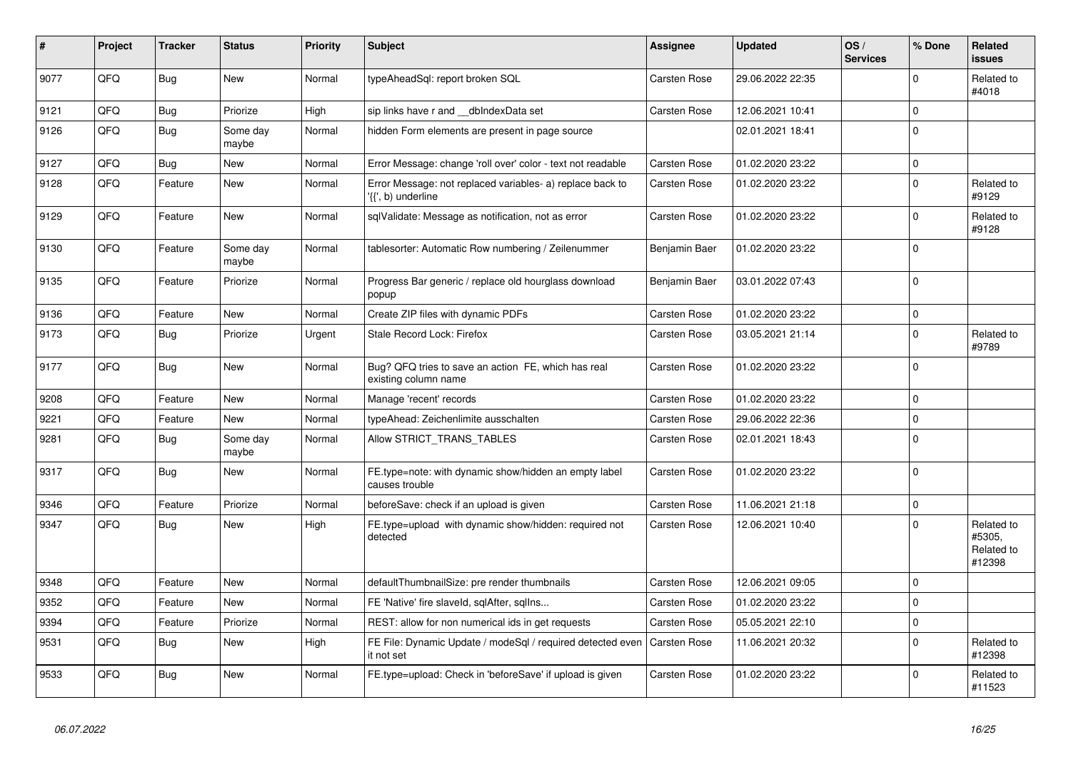| # | Project | Tracker | Status | Priority | Subject | Assignee | Updated | OS / Services | % Done | Related issues |
|---|---|---|---|---|---|---|---|---|---|---|
| 9077 | QFQ | Bug | New | Normal | typeAheadSql: report broken SQL | Carsten Rose | 29.06.2022 22:35 | | 0 | Related to #4018 |
| 9121 | QFQ | Bug | Priorize | High | sip links have r and __dbIndexData set | Carsten Rose | 12.06.2021 10:41 | | 0 | |
| 9126 | QFQ | Bug | Some day maybe | Normal | hidden Form elements are present in page source | | 02.01.2021 18:41 | | 0 | |
| 9127 | QFQ | Bug | New | Normal | Error Message: change 'roll over' color - text not readable | Carsten Rose | 01.02.2020 23:22 | | 0 | |
| 9128 | QFQ | Feature | New | Normal | Error Message: not replaced variables- a) replace back to '{{', b) underline | Carsten Rose | 01.02.2020 23:22 | | 0 | Related to #9129 |
| 9129 | QFQ | Feature | New | Normal | sqlValidate: Message as notification, not as error | Carsten Rose | 01.02.2020 23:22 | | 0 | Related to #9128 |
| 9130 | QFQ | Feature | Some day maybe | Normal | tablesorter: Automatic Row numbering / Zeilenummer | Benjamin Baer | 01.02.2020 23:22 | | 0 | |
| 9135 | QFQ | Feature | Priorize | Normal | Progress Bar generic / replace old hourglass download popup | Benjamin Baer | 03.01.2022 07:43 | | 0 | |
| 9136 | QFQ | Feature | New | Normal | Create ZIP files with dynamic PDFs | Carsten Rose | 01.02.2020 23:22 | | 0 | |
| 9173 | QFQ | Bug | Priorize | Urgent | Stale Record Lock: Firefox | Carsten Rose | 03.05.2021 21:14 | | 0 | Related to #9789 |
| 9177 | QFQ | Bug | New | Normal | Bug? QFQ tries to save an action FE, which has real existing column name | Carsten Rose | 01.02.2020 23:22 | | 0 | |
| 9208 | QFQ | Feature | New | Normal | Manage 'recent' records | Carsten Rose | 01.02.2020 23:22 | | 0 | |
| 9221 | QFQ | Feature | New | Normal | typeAhead: Zeichenlimite ausschalten | Carsten Rose | 29.06.2022 22:36 | | 0 | |
| 9281 | QFQ | Bug | Some day maybe | Normal | Allow STRICT_TRANS_TABLES | Carsten Rose | 02.01.2021 18:43 | | 0 | |
| 9317 | QFQ | Bug | New | Normal | FE.type=note: with dynamic show/hidden an empty label causes trouble | Carsten Rose | 01.02.2020 23:22 | | 0 | |
| 9346 | QFQ | Feature | Priorize | Normal | beforeSave: check if an upload is given | Carsten Rose | 11.06.2021 21:18 | | 0 | |
| 9347 | QFQ | Bug | New | High | FE.type=upload with dynamic show/hidden: required not detected | Carsten Rose | 12.06.2021 10:40 | | 0 | Related to #5305, Related to #12398 |
| 9348 | QFQ | Feature | New | Normal | defaultThumbnailSize: pre render thumbnails | Carsten Rose | 12.06.2021 09:05 | | 0 | |
| 9352 | QFQ | Feature | New | Normal | FE 'Native' fire slaveId, sqlAfter, sqlIns... | Carsten Rose | 01.02.2020 23:22 | | 0 | |
| 9394 | QFQ | Feature | Priorize | Normal | REST: allow for non numerical ids in get requests | Carsten Rose | 05.05.2021 22:10 | | 0 | |
| 9531 | QFQ | Bug | New | High | FE File: Dynamic Update / modeSql / required detected even it not set | Carsten Rose | 11.06.2021 20:32 | | 0 | Related to #12398 |
| 9533 | QFQ | Bug | New | Normal | FE.type=upload: Check in 'beforeSave' if upload is given | Carsten Rose | 01.02.2020 23:22 | | 0 | Related to #11523 |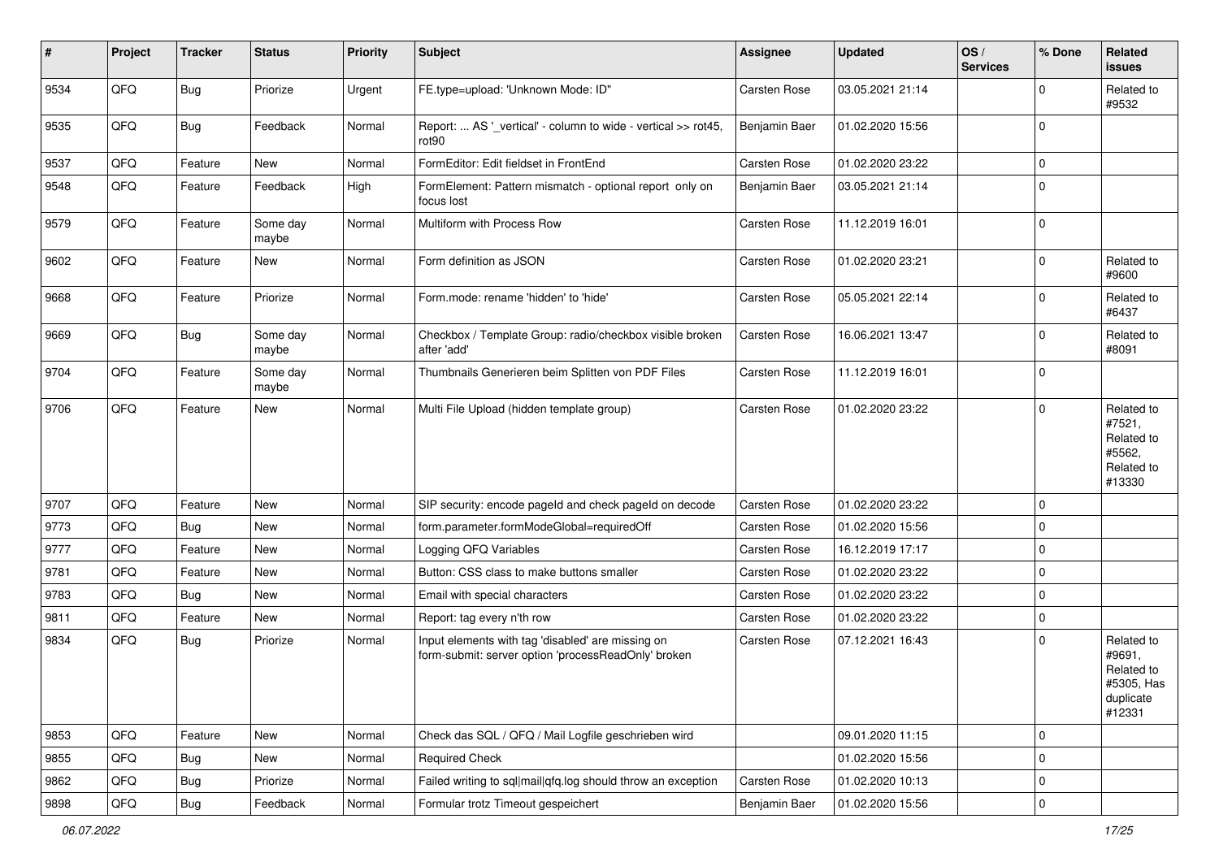| # | Project | Tracker | Status | Priority | Subject | Assignee | Updated | OS / Services | % Done | Related issues |
|---|---|---|---|---|---|---|---|---|---|---|
| 9534 | QFQ | Bug | Priorize | Urgent | FE.type=upload: 'Unknown Mode: ID" | Carsten Rose | 03.05.2021 21:14 | | 0 | Related to #9532 |
| 9535 | QFQ | Bug | Feedback | Normal | Report: ... AS '_vertical' - column to wide - vertical >> rot45, rot90 | Benjamin Baer | 01.02.2020 15:56 | | 0 | |
| 9537 | QFQ | Feature | New | Normal | FormEditor: Edit fieldset in FrontEnd | Carsten Rose | 01.02.2020 23:22 | | 0 | |
| 9548 | QFQ | Feature | Feedback | High | FormElement: Pattern mismatch - optional report only on focus lost | Benjamin Baer | 03.05.2021 21:14 | | 0 | |
| 9579 | QFQ | Feature | Some day maybe | Normal | Multiform with Process Row | Carsten Rose | 11.12.2019 16:01 | | 0 | |
| 9602 | QFQ | Feature | New | Normal | Form definition as JSON | Carsten Rose | 01.02.2020 23:21 | | 0 | Related to #9600 |
| 9668 | QFQ | Feature | Priorize | Normal | Form.mode: rename 'hidden' to 'hide' | Carsten Rose | 05.05.2021 22:14 | | 0 | Related to #6437 |
| 9669 | QFQ | Bug | Some day maybe | Normal | Checkbox / Template Group: radio/checkbox visible broken after 'add' | Carsten Rose | 16.06.2021 13:47 | | 0 | Related to #8091 |
| 9704 | QFQ | Feature | Some day maybe | Normal | Thumbnails Generieren beim Splitten von PDF Files | Carsten Rose | 11.12.2019 16:01 | | 0 | |
| 9706 | QFQ | Feature | New | Normal | Multi File Upload (hidden template group) | Carsten Rose | 01.02.2020 23:22 | | 0 | Related to #7521, Related to #5562, Related to #13330 |
| 9707 | QFQ | Feature | New | Normal | SIP security: encode pageId and check pageId on decode | Carsten Rose | 01.02.2020 23:22 | | 0 | |
| 9773 | QFQ | Bug | New | Normal | form.parameter.formModeGlobal=requiredOff | Carsten Rose | 01.02.2020 15:56 | | 0 | |
| 9777 | QFQ | Feature | New | Normal | Logging QFQ Variables | Carsten Rose | 16.12.2019 17:17 | | 0 | |
| 9781 | QFQ | Feature | New | Normal | Button: CSS class to make buttons smaller | Carsten Rose | 01.02.2020 23:22 | | 0 | |
| 9783 | QFQ | Bug | New | Normal | Email with special characters | Carsten Rose | 01.02.2020 23:22 | | 0 | |
| 9811 | QFQ | Feature | New | Normal | Report: tag every n'th row | Carsten Rose | 01.02.2020 23:22 | | 0 | |
| 9834 | QFQ | Bug | Priorize | Normal | Input elements with tag 'disabled' are missing on form-submit: server option 'processReadOnly' broken | Carsten Rose | 07.12.2021 16:43 | | 0 | Related to #9691, Related to #5305, Has duplicate #12331 |
| 9853 | QFQ | Feature | New | Normal | Check das SQL / QFQ / Mail Logfile geschrieben wird | | 09.01.2020 11:15 | | 0 | |
| 9855 | QFQ | Bug | New | Normal | Required Check | | 01.02.2020 15:56 | | 0 | |
| 9862 | QFQ | Bug | Priorize | Normal | Failed writing to sql|mail|qfq.log should throw an exception | Carsten Rose | 01.02.2020 10:13 | | 0 | |
| 9898 | QFQ | Bug | Feedback | Normal | Formular trotz Timeout gespeichert | Benjamin Baer | 01.02.2020 15:56 | | 0 | |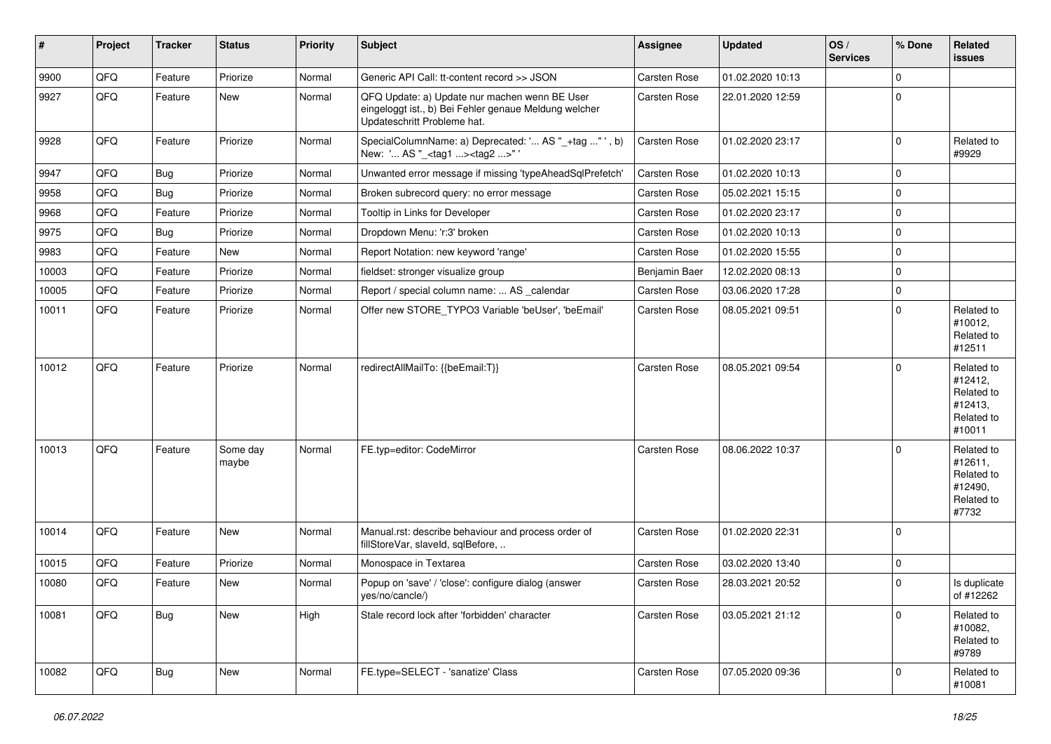| # | Project | Tracker | Status | Priority | Subject | Assignee | Updated | OS / Services | % Done | Related issues |
|---|---|---|---|---|---|---|---|---|---|---|
| 9900 | QFQ | Feature | Priorize | Normal | Generic API Call: tt-content record >> JSON | Carsten Rose | 01.02.2020 10:13 | | 0 | |
| 9927 | QFQ | Feature | New | Normal | QFQ Update: a) Update nur machen wenn BE User eingeloggt ist., b) Bei Fehler genaue Meldung welcher Updateschritt Probleme hat. | Carsten Rose | 22.01.2020 12:59 | | 0 | |
| 9928 | QFQ | Feature | Priorize | Normal | SpecialColumnName: a) Deprecated: '... AS "_+tag ..." ', b) New: '... AS "_<tag1 ...><tag2 ...>" ' | Carsten Rose | 01.02.2020 23:17 | | 0 | Related to #9929 |
| 9947 | QFQ | Bug | Priorize | Normal | Unwanted error message if missing 'typeAheadSqlPrefetch' | Carsten Rose | 01.02.2020 10:13 | | 0 | |
| 9958 | QFQ | Bug | Priorize | Normal | Broken subrecord query: no error message | Carsten Rose | 05.02.2021 15:15 | | 0 | |
| 9968 | QFQ | Feature | Priorize | Normal | Tooltip in Links for Developer | Carsten Rose | 01.02.2020 23:17 | | 0 | |
| 9975 | QFQ | Bug | Priorize | Normal | Dropdown Menu: 'r:3' broken | Carsten Rose | 01.02.2020 10:13 | | 0 | |
| 9983 | QFQ | Feature | New | Normal | Report Notation: new keyword 'range' | Carsten Rose | 01.02.2020 15:55 | | 0 | |
| 10003 | QFQ | Feature | Priorize | Normal | fieldset: stronger visualize group | Benjamin Baer | 12.02.2020 08:13 | | 0 | |
| 10005 | QFQ | Feature | Priorize | Normal | Report / special column name: ... AS _calendar | Carsten Rose | 03.06.2020 17:28 | | 0 | |
| 10011 | QFQ | Feature | Priorize | Normal | Offer new STORE_TYPO3 Variable 'beUser', 'beEmail' | Carsten Rose | 08.05.2021 09:51 | | 0 | Related to #10012, Related to #12511 |
| 10012 | QFQ | Feature | Priorize | Normal | redirectAllMailTo: {{beEmail:T}} | Carsten Rose | 08.05.2021 09:54 | | 0 | Related to #12412, Related to #12413, Related to #10011 |
| 10013 | QFQ | Feature | Some day maybe | Normal | FE.typ=editor: CodeMirror | Carsten Rose | 08.06.2022 10:37 | | 0 | Related to #12611, Related to #12490, Related to #7732 |
| 10014 | QFQ | Feature | New | Normal | Manual.rst: describe behaviour and process order of fillStoreVar, slaveId, sqlBefore, .. | Carsten Rose | 01.02.2020 22:31 | | 0 | |
| 10015 | QFQ | Feature | Priorize | Normal | Monospace in Textarea | Carsten Rose | 03.02.2020 13:40 | | 0 | |
| 10080 | QFQ | Feature | New | Normal | Popup on 'save' / 'close': configure dialog (answer yes/no/cancle/) | Carsten Rose | 28.03.2021 20:52 | | 0 | Is duplicate of #12262 |
| 10081 | QFQ | Bug | New | High | Stale record lock after 'forbidden' character | Carsten Rose | 03.05.2021 21:12 | | 0 | Related to #10082, Related to #9789 |
| 10082 | QFQ | Bug | New | Normal | FE.type=SELECT - 'sanatize' Class | Carsten Rose | 07.05.2020 09:36 | | 0 | Related to #10081 |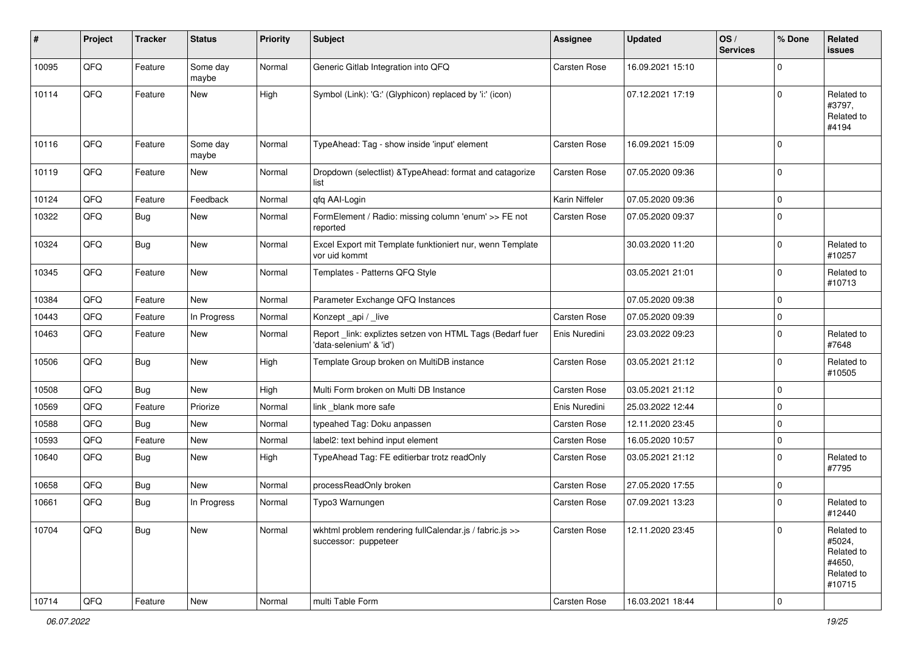| # | Project | Tracker | Status | Priority | Subject | Assignee | Updated | OS / Services | % Done | Related issues |
|---|---|---|---|---|---|---|---|---|---|---|
| 10095 | QFQ | Feature | Some day maybe | Normal | Generic Gitlab Integration into QFQ | Carsten Rose | 16.09.2021 15:10 | | 0 | |
| 10114 | QFQ | Feature | New | High | Symbol (Link): 'G:' (Glyphicon) replaced by 'i:' (icon) | | 07.12.2021 17:19 | | 0 | Related to #3797, Related to #4194 |
| 10116 | QFQ | Feature | Some day maybe | Normal | TypeAhead: Tag - show inside 'input' element | Carsten Rose | 16.09.2021 15:09 | | 0 | |
| 10119 | QFQ | Feature | New | Normal | Dropdown (selectlist) &TypeAhead: format and catagorize list | Carsten Rose | 07.05.2020 09:36 | | 0 | |
| 10124 | QFQ | Feature | Feedback | Normal | qfq AAI-Login | Karin Niffeler | 07.05.2020 09:36 | | 0 | |
| 10322 | QFQ | Bug | New | Normal | FormElement / Radio: missing column 'enum' >> FE not reported | Carsten Rose | 07.05.2020 09:37 | | 0 | |
| 10324 | QFQ | Bug | New | Normal | Excel Export mit Template funktioniert nur, wenn Template vor uid kommt | | 30.03.2020 11:20 | | 0 | Related to #10257 |
| 10345 | QFQ | Feature | New | Normal | Templates - Patterns QFQ Style | | 03.05.2021 21:01 | | 0 | Related to #10713 |
| 10384 | QFQ | Feature | New | Normal | Parameter Exchange QFQ Instances | | 07.05.2020 09:38 | | 0 | |
| 10443 | QFQ | Feature | In Progress | Normal | Konzept _api / _live | Carsten Rose | 07.05.2020 09:39 | | 0 | |
| 10463 | QFQ | Feature | New | Normal | Report _link: expliztes setzen von HTML Tags (Bedarf fuer 'data-selenium' & 'id') | Enis Nuredini | 23.03.2022 09:23 | | 0 | Related to #7648 |
| 10506 | QFQ | Bug | New | High | Template Group broken on MultiDB instance | Carsten Rose | 03.05.2021 21:12 | | 0 | Related to #10505 |
| 10508 | QFQ | Bug | New | High | Multi Form broken on Multi DB Instance | Carsten Rose | 03.05.2021 21:12 | | 0 | |
| 10569 | QFQ | Feature | Priorize | Normal | link _blank more safe | Enis Nuredini | 25.03.2022 12:44 | | 0 | |
| 10588 | QFQ | Bug | New | Normal | typeahed Tag: Doku anpassen | Carsten Rose | 12.11.2020 23:45 | | 0 | |
| 10593 | QFQ | Feature | New | Normal | label2: text behind input element | Carsten Rose | 16.05.2020 10:57 | | 0 | |
| 10640 | QFQ | Bug | New | High | TypeAhead Tag: FE editierbar trotz readOnly | Carsten Rose | 03.05.2021 21:12 | | 0 | Related to #7795 |
| 10658 | QFQ | Bug | New | Normal | processReadOnly broken | Carsten Rose | 27.05.2020 17:55 | | 0 | |
| 10661 | QFQ | Bug | In Progress | Normal | Typo3 Warnungen | Carsten Rose | 07.09.2021 13:23 | | 0 | Related to #12440 |
| 10704 | QFQ | Bug | New | Normal | wkhtml problem rendering fullCalendar.js / fabric.js >> successor: puppeteer | Carsten Rose | 12.11.2020 23:45 | | 0 | Related to #5024, Related to #4650, Related to #10715 |
| 10714 | QFQ | Feature | New | Normal | multi Table Form | Carsten Rose | 16.03.2021 18:44 | | 0 | |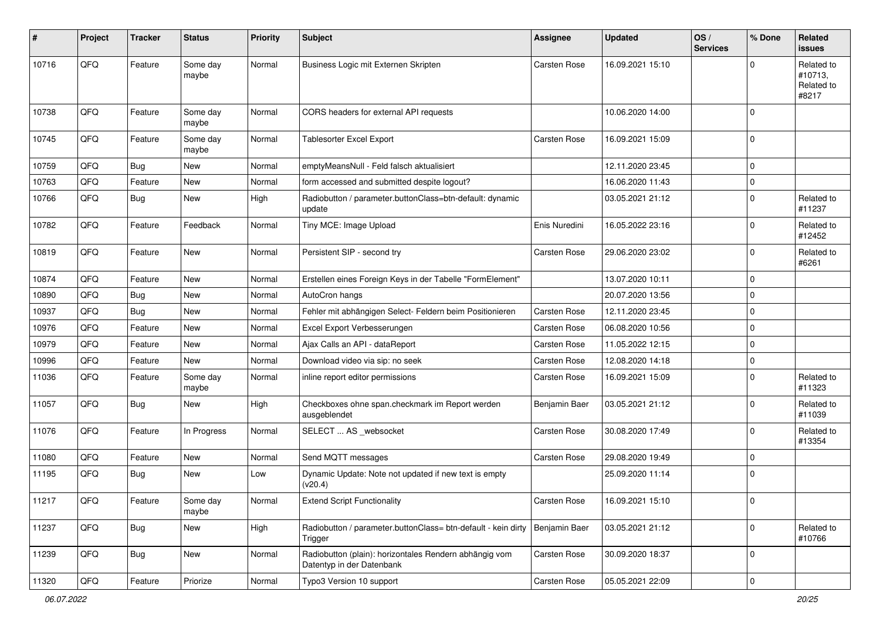| # | Project | Tracker | Status | Priority | Subject | Assignee | Updated | OS / Services | % Done | Related issues |
|---|---|---|---|---|---|---|---|---|---|---|
| 10716 | QFQ | Feature | Some day maybe | Normal | Business Logic mit Externen Skripten | Carsten Rose | 16.09.2021 15:10 | | 0 | Related to #10713, Related to #8217 |
| 10738 | QFQ | Feature | Some day maybe | Normal | CORS headers for external API requests | | 10.06.2020 14:00 | | 0 | |
| 10745 | QFQ | Feature | Some day maybe | Normal | Tablesorter Excel Export | Carsten Rose | 16.09.2021 15:09 | | 0 | |
| 10759 | QFQ | Bug | New | Normal | emptyMeansNull - Feld falsch aktualisiert | | 12.11.2020 23:45 | | 0 | |
| 10763 | QFQ | Feature | New | Normal | form accessed and submitted despite logout? | | 16.06.2020 11:43 | | 0 | |
| 10766 | QFQ | Bug | New | High | Radiobutton / parameter.buttonClass=btn-default: dynamic update | | 03.05.2021 21:12 | | 0 | Related to #11237 |
| 10782 | QFQ | Feature | Feedback | Normal | Tiny MCE: Image Upload | Enis Nuredini | 16.05.2022 23:16 | | 0 | Related to #12452 |
| 10819 | QFQ | Feature | New | Normal | Persistent SIP - second try | Carsten Rose | 29.06.2020 23:02 | | 0 | Related to #6261 |
| 10874 | QFQ | Feature | New | Normal | Erstellen eines Foreign Keys in der Tabelle "FormElement" | | 13.07.2020 10:11 | | 0 | |
| 10890 | QFQ | Bug | New | Normal | AutoCron hangs | | 20.07.2020 13:56 | | 0 | |
| 10937 | QFQ | Bug | New | Normal | Fehler mit abhängigen Select- Feldern beim Positionieren | Carsten Rose | 12.11.2020 23:45 | | 0 | |
| 10976 | QFQ | Feature | New | Normal | Excel Export Verbesserungen | Carsten Rose | 06.08.2020 10:56 | | 0 | |
| 10979 | QFQ | Feature | New | Normal | Ajax Calls an API - dataReport | Carsten Rose | 11.05.2022 12:15 | | 0 | |
| 10996 | QFQ | Feature | New | Normal | Download video via sip: no seek | Carsten Rose | 12.08.2020 14:18 | | 0 | |
| 11036 | QFQ | Feature | Some day maybe | Normal | inline report editor permissions | Carsten Rose | 16.09.2021 15:09 | | 0 | Related to #11323 |
| 11057 | QFQ | Bug | New | High | Checkboxes ohne span.checkmark im Report werden ausgeblendet | Benjamin Baer | 03.05.2021 21:12 | | 0 | Related to #11039 |
| 11076 | QFQ | Feature | In Progress | Normal | SELECT ... AS _websocket | Carsten Rose | 30.08.2020 17:49 | | 0 | Related to #13354 |
| 11080 | QFQ | Feature | New | Normal | Send MQTT messages | Carsten Rose | 29.08.2020 19:49 | | 0 | |
| 11195 | QFQ | Bug | New | Low | Dynamic Update: Note not updated if new text is empty (v20.4) | | 25.09.2020 11:14 | | 0 | |
| 11217 | QFQ | Feature | Some day maybe | Normal | Extend Script Functionality | Carsten Rose | 16.09.2021 15:10 | | 0 | |
| 11237 | QFQ | Bug | New | High | Radiobutton / parameter.buttonClass= btn-default - kein dirty Trigger | Benjamin Baer | 03.05.2021 21:12 | | 0 | Related to #10766 |
| 11239 | QFQ | Bug | New | Normal | Radiobutton (plain): horizontales Rendern abhängig vom Datentyp in der Datenbank | Carsten Rose | 30.09.2020 18:37 | | 0 | |
| 11320 | QFQ | Feature | Priorize | Normal | Typo3 Version 10 support | Carsten Rose | 05.05.2021 22:09 | | 0 | |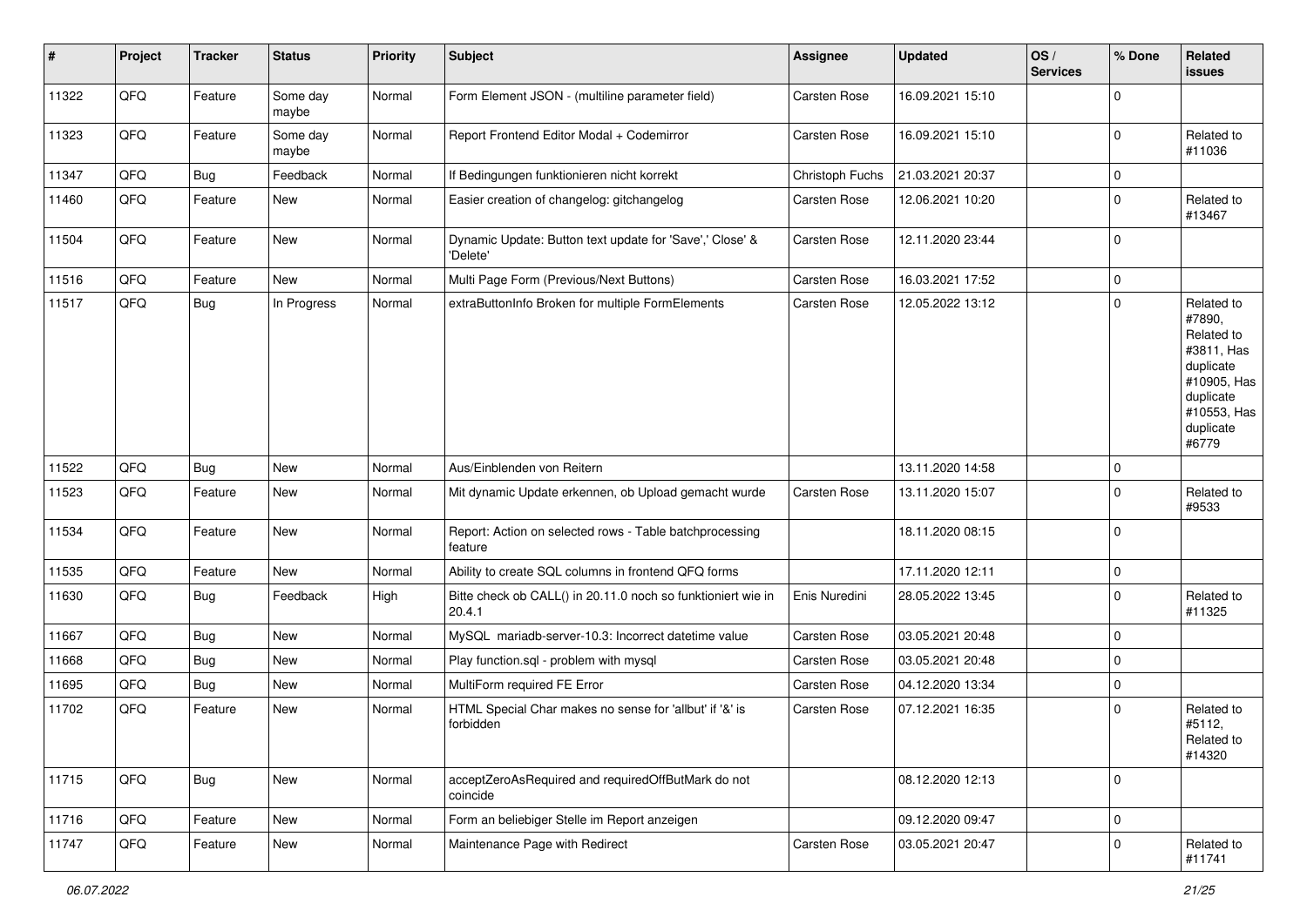| # | Project | Tracker | Status | Priority | Subject | Assignee | Updated | OS / Services | % Done | Related issues |
|---|---|---|---|---|---|---|---|---|---|---|
| 11322 | QFQ | Feature | Some day maybe | Normal | Form Element JSON - (multiline parameter field) | Carsten Rose | 16.09.2021 15:10 | | 0 | |
| 11323 | QFQ | Feature | Some day maybe | Normal | Report Frontend Editor Modal + Codemirror | Carsten Rose | 16.09.2021 15:10 | | 0 | Related to #11036 |
| 11347 | QFQ | Bug | Feedback | Normal | If Bedingungen funktionieren nicht korrekt | Christoph Fuchs | 21.03.2021 20:37 | | 0 | |
| 11460 | QFQ | Feature | New | Normal | Easier creation of changelog: gitchangelog | Carsten Rose | 12.06.2021 10:20 | | 0 | Related to #13467 |
| 11504 | QFQ | Feature | New | Normal | Dynamic Update: Button text update for 'Save',' Close' & 'Delete' | Carsten Rose | 12.11.2020 23:44 | | 0 | |
| 11516 | QFQ | Feature | New | Normal | Multi Page Form (Previous/Next Buttons) | Carsten Rose | 16.03.2021 17:52 | | 0 | |
| 11517 | QFQ | Bug | In Progress | Normal | extraButtonInfo Broken for multiple FormElements | Carsten Rose | 12.05.2022 13:12 | | 0 | Related to #7890, Related to #3811, Has duplicate #10905, Has duplicate #10553, Has duplicate #6779 |
| 11522 | QFQ | Bug | New | Normal | Aus/Einblenden von Reitern | | 13.11.2020 14:58 | | 0 | |
| 11523 | QFQ | Feature | New | Normal | Mit dynamic Update erkennen, ob Upload gemacht wurde | Carsten Rose | 13.11.2020 15:07 | | 0 | Related to #9533 |
| 11534 | QFQ | Feature | New | Normal | Report: Action on selected rows - Table batchprocessing feature | | 18.11.2020 08:15 | | 0 | |
| 11535 | QFQ | Feature | New | Normal | Ability to create SQL columns in frontend QFQ forms | | 17.11.2020 12:11 | | 0 | |
| 11630 | QFQ | Bug | Feedback | High | Bitte check ob CALL() in 20.11.0 noch so funktioniert wie in 20.4.1 | Enis Nuredini | 28.05.2022 13:45 | | 0 | Related to #11325 |
| 11667 | QFQ | Bug | New | Normal | MySQL mariadb-server-10.3: Incorrect datetime value | Carsten Rose | 03.05.2021 20:48 | | 0 | |
| 11668 | QFQ | Bug | New | Normal | Play function.sql - problem with mysql | Carsten Rose | 03.05.2021 20:48 | | 0 | |
| 11695 | QFQ | Bug | New | Normal | MultiForm required FE Error | Carsten Rose | 04.12.2020 13:34 | | 0 | |
| 11702 | QFQ | Feature | New | Normal | HTML Special Char makes no sense for 'allbut' if '&' is forbidden | Carsten Rose | 07.12.2021 16:35 | | 0 | Related to #5112, Related to #14320 |
| 11715 | QFQ | Bug | New | Normal | acceptZeroAsRequired and requiredOffButMark do not coincide | | 08.12.2020 12:13 | | 0 | |
| 11716 | QFQ | Feature | New | Normal | Form an beliebiger Stelle im Report anzeigen | | 09.12.2020 09:47 | | 0 | |
| 11747 | QFQ | Feature | New | Normal | Maintenance Page with Redirect | Carsten Rose | 03.05.2021 20:47 | | 0 | Related to #11741 |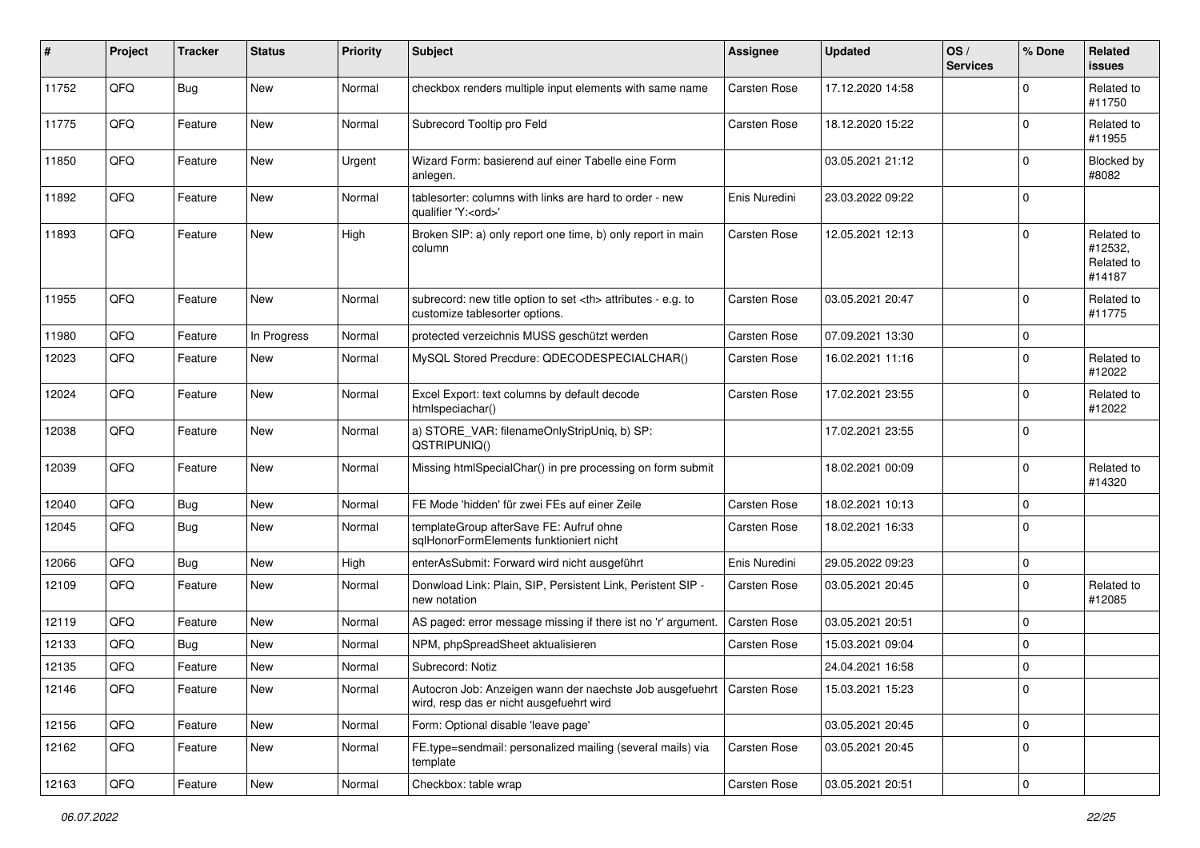| # | Project | Tracker | Status | Priority | Subject | Assignee | Updated | OS / Services | % Done | Related issues |
|---|---|---|---|---|---|---|---|---|---|---|
| 11752 | QFQ | Bug | New | Normal | checkbox renders multiple input elements with same name | Carsten Rose | 17.12.2020 14:58 | | 0 | Related to #11750 |
| 11775 | QFQ | Feature | New | Normal | Subrecord Tooltip pro Feld | Carsten Rose | 18.12.2020 15:22 | | 0 | Related to #11955 |
| 11850 | QFQ | Feature | New | Urgent | Wizard Form: basierend auf einer Tabelle eine Form anlegen. | | 03.05.2021 21:12 | | 0 | Blocked by #8082 |
| 11892 | QFQ | Feature | New | Normal | tablesorter: columns with links are hard to order - new qualifier 'Y:<ord>' | Enis Nuredini | 23.03.2022 09:22 | | 0 | |
| 11893 | QFQ | Feature | New | High | Broken SIP: a) only report one time, b) only report in main column | Carsten Rose | 12.05.2021 12:13 | | 0 | Related to #12532, Related to #14187 |
| 11955 | QFQ | Feature | New | Normal | subrecord: new title option to set <th> attributes - e.g. to customize tablesorter options. | Carsten Rose | 03.05.2021 20:47 | | 0 | Related to #11775 |
| 11980 | QFQ | Feature | In Progress | Normal | protected verzeichnis MUSS geschützt werden | Carsten Rose | 07.09.2021 13:30 | | 0 | |
| 12023 | QFQ | Feature | New | Normal | MySQL Stored Precdure: QDECODESPECIALCHAR() | Carsten Rose | 16.02.2021 11:16 | | 0 | Related to #12022 |
| 12024 | QFQ | Feature | New | Normal | Excel Export: text columns by default decode htmlspeciachar() | Carsten Rose | 17.02.2021 23:55 | | 0 | Related to #12022 |
| 12038 | QFQ | Feature | New | Normal | a) STORE_VAR: filenameOnlyStripUniq, b) SP: QSTRIPUNIQ() | | 17.02.2021 23:55 | | 0 | |
| 12039 | QFQ | Feature | New | Normal | Missing htmlSpecialChar() in pre processing on form submit | | 18.02.2021 00:09 | | 0 | Related to #14320 |
| 12040 | QFQ | Bug | New | Normal | FE Mode 'hidden' für zwei FEs auf einer Zeile | Carsten Rose | 18.02.2021 10:13 | | 0 | |
| 12045 | QFQ | Bug | New | Normal | templateGroup afterSave FE: Aufruf ohne sqlHonorFormElements funktioniert nicht | Carsten Rose | 18.02.2021 16:33 | | 0 | |
| 12066 | QFQ | Bug | New | High | enterAsSubmit: Forward wird nicht ausgeführt | Enis Nuredini | 29.05.2022 09:23 | | 0 | |
| 12109 | QFQ | Feature | New | Normal | Donwload Link: Plain, SIP, Persistent Link, Peristent SIP - new notation | Carsten Rose | 03.05.2021 20:45 | | 0 | Related to #12085 |
| 12119 | QFQ | Feature | New | Normal | AS paged: error message missing if there ist no 'r' argument. | Carsten Rose | 03.05.2021 20:51 | | 0 | |
| 12133 | QFQ | Bug | New | Normal | NPM, phpSpreadSheet aktualisieren | Carsten Rose | 15.03.2021 09:04 | | 0 | |
| 12135 | QFQ | Feature | New | Normal | Subrecord: Notiz | | 24.04.2021 16:58 | | 0 | |
| 12146 | QFQ | Feature | New | Normal | Autocron Job: Anzeigen wann der naechste Job ausgefuehrt wird, resp das er nicht ausgefuehrt wird | Carsten Rose | 15.03.2021 15:23 | | 0 | |
| 12156 | QFQ | Feature | New | Normal | Form: Optional disable 'leave page' | | 03.05.2021 20:45 | | 0 | |
| 12162 | QFQ | Feature | New | Normal | FE.type=sendmail: personalized mailing (several mails) via template | Carsten Rose | 03.05.2021 20:45 | | 0 | |
| 12163 | QFQ | Feature | New | Normal | Checkbox: table wrap | Carsten Rose | 03.05.2021 20:51 | | 0 | |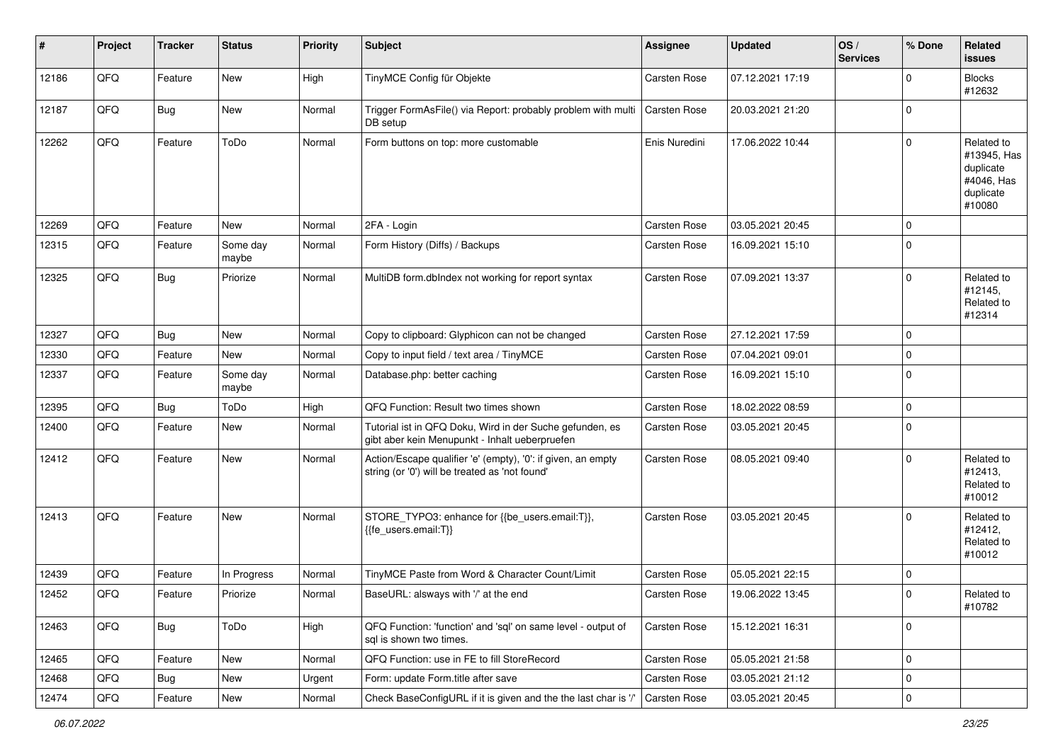| # | Project | Tracker | Status | Priority | Subject | Assignee | Updated | OS / Services | % Done | Related issues |
|---|---|---|---|---|---|---|---|---|---|---|
| 12186 | QFQ | Feature | New | High | TinyMCE Config für Objekte | Carsten Rose | 07.12.2021 17:19 | | 0 | Blocks #12632 |
| 12187 | QFQ | Bug | New | Normal | Trigger FormAsFile() via Report: probably problem with multi DB setup | Carsten Rose | 20.03.2021 21:20 | | 0 | |
| 12262 | QFQ | Feature | ToDo | Normal | Form buttons on top: more customable | Enis Nuredini | 17.06.2022 10:44 | | 0 | Related to #13945, Has duplicate #4046, Has duplicate #10080 |
| 12269 | QFQ | Feature | New | Normal | 2FA - Login | Carsten Rose | 03.05.2021 20:45 | | 0 | |
| 12315 | QFQ | Feature | Some day maybe | Normal | Form History (Diffs) / Backups | Carsten Rose | 16.09.2021 15:10 | | 0 | |
| 12325 | QFQ | Bug | Priorize | Normal | MultiDB form.dbIndex not working for report syntax | Carsten Rose | 07.09.2021 13:37 | | 0 | Related to #12145, Related to #12314 |
| 12327 | QFQ | Bug | New | Normal | Copy to clipboard: Glyphicon can not be changed | Carsten Rose | 27.12.2021 17:59 | | 0 | |
| 12330 | QFQ | Feature | New | Normal | Copy to input field / text area / TinyMCE | Carsten Rose | 07.04.2021 09:01 | | 0 | |
| 12337 | QFQ | Feature | Some day maybe | Normal | Database.php: better caching | Carsten Rose | 16.09.2021 15:10 | | 0 | |
| 12395 | QFQ | Bug | ToDo | High | QFQ Function: Result two times shown | Carsten Rose | 18.02.2022 08:59 | | 0 | |
| 12400 | QFQ | Feature | New | Normal | Tutorial ist in QFQ Doku, Wird in der Suche gefunden, es gibt aber kein Menupunkt - Inhalt ueberpruefen | Carsten Rose | 03.05.2021 20:45 | | 0 | |
| 12412 | QFQ | Feature | New | Normal | Action/Escape qualifier 'e' (empty), '0': if given, an empty string (or '0') will be treated as 'not found' | Carsten Rose | 08.05.2021 09:40 | | 0 | Related to #12413, Related to #10012 |
| 12413 | QFQ | Feature | New | Normal | STORE_TYPO3: enhance for {{be_users.email:T}}, {{fe_users.email:T}} | Carsten Rose | 03.05.2021 20:45 | | 0 | Related to #12412, Related to #10012 |
| 12439 | QFQ | Feature | In Progress | Normal | TinyMCE Paste from Word & Character Count/Limit | Carsten Rose | 05.05.2021 22:15 | | 0 | |
| 12452 | QFQ | Feature | Priorize | Normal | BaseURL: alsways with '/' at the end | Carsten Rose | 19.06.2022 13:45 | | 0 | Related to #10782 |
| 12463 | QFQ | Bug | ToDo | High | QFQ Function: 'function' and 'sql' on same level - output of sql is shown two times. | Carsten Rose | 15.12.2021 16:31 | | 0 | |
| 12465 | QFQ | Feature | New | Normal | QFQ Function: use in FE to fill StoreRecord | Carsten Rose | 05.05.2021 21:58 | | 0 | |
| 12468 | QFQ | Bug | New | Urgent | Form: update Form.title after save | Carsten Rose | 03.05.2021 21:12 | | 0 | |
| 12474 | QFQ | Feature | New | Normal | Check BaseConfigURL if it is given and the the last char is '/' | Carsten Rose | 03.05.2021 20:45 | | 0 | |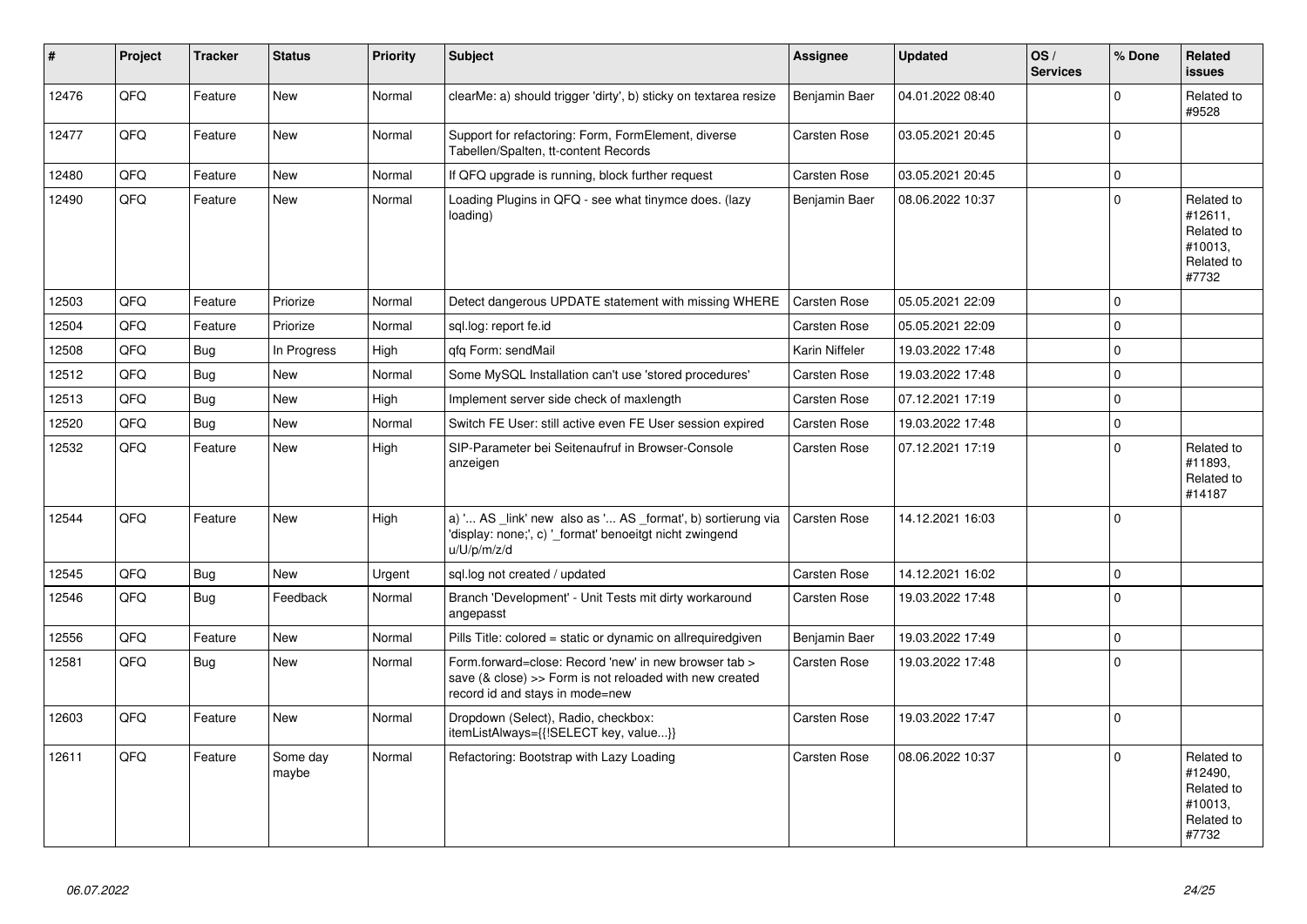| # | Project | Tracker | Status | Priority | Subject | Assignee | Updated | OS / Services | % Done | Related issues |
|---|---|---|---|---|---|---|---|---|---|---|
| 12476 | QFQ | Feature | New | Normal | clearMe: a) should trigger 'dirty', b) sticky on textarea resize | Benjamin Baer | 04.01.2022 08:40 | | 0 | Related to #9528 |
| 12477 | QFQ | Feature | New | Normal | Support for refactoring: Form, FormElement, diverse Tabellen/Spalten, tt-content Records | Carsten Rose | 03.05.2021 20:45 | | 0 | |
| 12480 | QFQ | Feature | New | Normal | If QFQ upgrade is running, block further request | Carsten Rose | 03.05.2021 20:45 | | 0 | |
| 12490 | QFQ | Feature | New | Normal | Loading Plugins in QFQ - see what tinymce does. (lazy loading) | Benjamin Baer | 08.06.2022 10:37 | | 0 | Related to #12611, Related to #10013, Related to #7732 |
| 12503 | QFQ | Feature | Priorize | Normal | Detect dangerous UPDATE statement with missing WHERE | Carsten Rose | 05.05.2021 22:09 | | 0 | |
| 12504 | QFQ | Feature | Priorize | Normal | sql.log: report fe.id | Carsten Rose | 05.05.2021 22:09 | | 0 | |
| 12508 | QFQ | Bug | In Progress | High | qfq Form: sendMail | Karin Niffeler | 19.03.2022 17:48 | | 0 | |
| 12512 | QFQ | Bug | New | Normal | Some MySQL Installation can't use 'stored procedures' | Carsten Rose | 19.03.2022 17:48 | | 0 | |
| 12513 | QFQ | Bug | New | High | Implement server side check of maxlength | Carsten Rose | 07.12.2021 17:19 | | 0 | |
| 12520 | QFQ | Bug | New | Normal | Switch FE User: still active even FE User session expired | Carsten Rose | 19.03.2022 17:48 | | 0 | |
| 12532 | QFQ | Feature | New | High | SIP-Parameter bei Seitenaufruf in Browser-Console anzeigen | Carsten Rose | 07.12.2021 17:19 | | 0 | Related to #11893, Related to #14187 |
| 12544 | QFQ | Feature | New | High | a) '... AS _link' new also as '... AS _format', b) sortierung via 'display: none;', c) '_format' benoeitgt nicht zwingend u/U/p/m/z/d | Carsten Rose | 14.12.2021 16:03 | | 0 | |
| 12545 | QFQ | Bug | New | Urgent | sql.log not created / updated | Carsten Rose | 14.12.2021 16:02 | | 0 | |
| 12546 | QFQ | Bug | Feedback | Normal | Branch 'Development' - Unit Tests mit dirty workaround angepasst | Carsten Rose | 19.03.2022 17:48 | | 0 | |
| 12556 | QFQ | Feature | New | Normal | Pills Title: colored = static or dynamic on allrequiredgiven | Benjamin Baer | 19.03.2022 17:49 | | 0 | |
| 12581 | QFQ | Bug | New | Normal | Form.forward=close: Record 'new' in new browser tab > save (& close) >> Form is not reloaded with new created record id and stays in mode=new | Carsten Rose | 19.03.2022 17:48 | | 0 | |
| 12603 | QFQ | Feature | New | Normal | Dropdown (Select), Radio, checkbox: itemListAlways={{!SELECT key, value...}} | Carsten Rose | 19.03.2022 17:47 | | 0 | |
| 12611 | QFQ | Feature | Some day maybe | Normal | Refactoring: Bootstrap with Lazy Loading | Carsten Rose | 08.06.2022 10:37 | | 0 | Related to #12490, Related to #10013, Related to #7732 |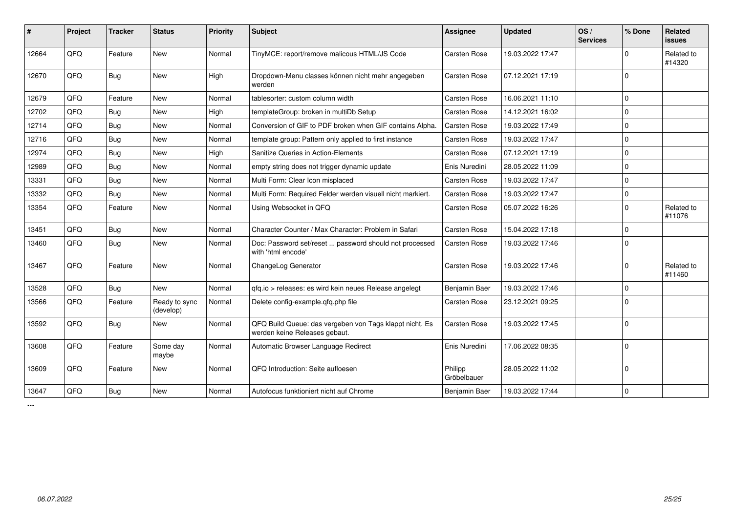| # | Project | Tracker | Status | Priority | Subject | Assignee | Updated | OS / Services | % Done | Related issues |
|---|---|---|---|---|---|---|---|---|---|---|
| 12664 | QFQ | Feature | New | Normal | TinyMCE: report/remove malicous HTML/JS Code | Carsten Rose | 19.03.2022 17:47 | | 0 | Related to #14320 |
| 12670 | QFQ | Bug | New | High | Dropdown-Menu classes können nicht mehr angegeben werden | Carsten Rose | 07.12.2021 17:19 | | 0 | |
| 12679 | QFQ | Feature | New | Normal | tablesorter: custom column width | Carsten Rose | 16.06.2021 11:10 | | 0 | |
| 12702 | QFQ | Bug | New | High | templateGroup: broken in multiDb Setup | Carsten Rose | 14.12.2021 16:02 | | 0 | |
| 12714 | QFQ | Bug | New | Normal | Conversion of GIF to PDF broken when GIF contains Alpha. | Carsten Rose | 19.03.2022 17:49 | | 0 | |
| 12716 | QFQ | Bug | New | Normal | template group: Pattern only applied to first instance | Carsten Rose | 19.03.2022 17:47 | | 0 | |
| 12974 | QFQ | Bug | New | High | Sanitize Queries in Action-Elements | Carsten Rose | 07.12.2021 17:19 | | 0 | |
| 12989 | QFQ | Bug | New | Normal | empty string does not trigger dynamic update | Enis Nuredini | 28.05.2022 11:09 | | 0 | |
| 13331 | QFQ | Bug | New | Normal | Multi Form: Clear Icon misplaced | Carsten Rose | 19.03.2022 17:47 | | 0 | |
| 13332 | QFQ | Bug | New | Normal | Multi Form: Required Felder werden visuell nicht markiert. | Carsten Rose | 19.03.2022 17:47 | | 0 | |
| 13354 | QFQ | Feature | New | Normal | Using Websocket in QFQ | Carsten Rose | 05.07.2022 16:26 | | 0 | Related to #11076 |
| 13451 | QFQ | Bug | New | Normal | Character Counter / Max Character: Problem in Safari | Carsten Rose | 15.04.2022 17:18 | | 0 | |
| 13460 | QFQ | Bug | New | Normal | Doc: Password set/reset ... password should not processed with 'html encode' | Carsten Rose | 19.03.2022 17:46 | | 0 | |
| 13467 | QFQ | Feature | New | Normal | ChangeLog Generator | Carsten Rose | 19.03.2022 17:46 | | 0 | Related to #11460 |
| 13528 | QFQ | Bug | New | Normal | qfq.io > releases: es wird kein neues Release angelegt | Benjamin Baer | 19.03.2022 17:46 | | 0 | |
| 13566 | QFQ | Feature | Ready to sync (develop) | Normal | Delete config-example.qfq.php file | Carsten Rose | 23.12.2021 09:25 | | 0 | |
| 13592 | QFQ | Bug | New | Normal | QFQ Build Queue: das vergeben von Tags klappt nicht. Es werden keine Releases gebaut. | Carsten Rose | 19.03.2022 17:45 | | 0 | |
| 13608 | QFQ | Feature | Some day maybe | Normal | Automatic Browser Language Redirect | Enis Nuredini | 17.06.2022 08:35 | | 0 | |
| 13609 | QFQ | Feature | New | Normal | QFQ Introduction: Seite aufloesen | Philipp Gröbelbauer | 28.05.2022 11:02 | | 0 | |
| 13647 | QFQ | Bug | New | Normal | Autofocus funktioniert nicht auf Chrome | Benjamin Baer | 19.03.2022 17:44 | | 0 | |

...